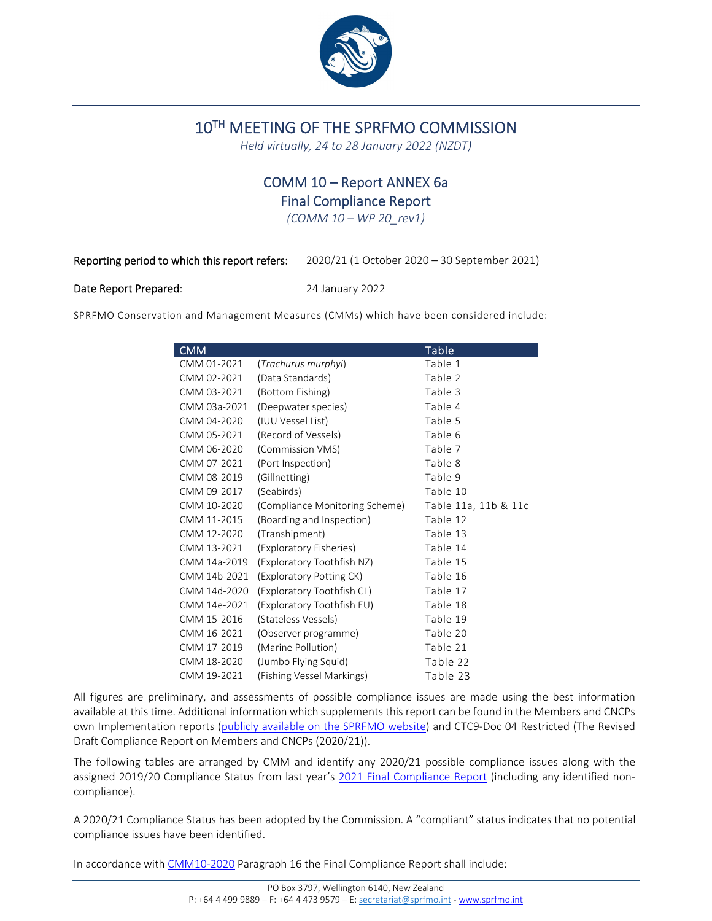# 10[TH] MEETING OF THE SPRFMO COMMISSION

*Held virtually, 24 to 28 January 2022 (NZDT)*

## COMM 10 – Report ANNEX 6a
## Final Compliance Report
*(COMM 10 – WP 20_rev1)*

**Reporting period to which this report refers:** 2020/21 (1 October 2020 – 30 September 2021)

**Date Report Prepared:** 24 January 2022

SPRFMO Conservation and Management Measures (CMMs) which have been considered include:

| CMM | | Table |
|---|---|---|
| CMM 01-2021 | (*Trachurus murphyi*) | Table 1 |
| CMM 02-2021 | (Data Standards) | Table 2 |
| CMM 03-2021 | (Bottom Fishing) | Table 3 |
| CMM 03a-2021 | (Deepwater species) | Table 4 |
| CMM 04-2020 | (IUU Vessel List) | Table 5 |
| CMM 05-2021 | (Record of Vessels) | Table 6 |
| CMM 06-2020 | (Commission VMS) | Table 7 |
| CMM 07-2021 | (Port Inspection) | Table 8 |
| CMM 08-2019 | (Gillnetting) | Table 9 |
| CMM 09-2017 | (Seabirds) | Table 10 |
| CMM 10-2020 | (Compliance Monitoring Scheme) | Table 11a, 11b & 11c |
| CMM 11-2015 | (Boarding and Inspection) | Table 12 |
| CMM 12-2020 | (Transhipment) | Table 13 |
| CMM 13-2021 | (Exploratory Fisheries) | Table 14 |
| CMM 14a-2019 | (Exploratory Toothfish NZ) | Table 15 |
| CMM 14b-2021 | (Exploratory Potting CK) | Table 16 |
| CMM 14d-2020 | (Exploratory Toothfish CL) | Table 17 |
| CMM 14e-2021 | (Exploratory Toothfish EU) | Table 18 |
| CMM 15-2016 | (Stateless Vessels) | Table 19 |
| CMM 16-2021 | (Observer programme) | Table 20 |
| CMM 17-2019 | (Marine Pollution) | Table 21 |
| CMM 18-2020 | (Jumbo Flying Squid) | Table 22 |
| CMM 19-2021 | (Fishing Vessel Markings) | Table 23 |

All figures are preliminary, and assessments of possible compliance issues are made using the best information available at this time. Additional information which supplements this report can be found in the Members and CNCPs own Implementation reports (publicly available on the SPRFMO website) and CTC9-Doc 04 Restricted (The Revised Draft Compliance Report on Members and CNCPs (2020/21)).

The following tables are arranged by CMM and identify any 2020/21 possible compliance issues along with the assigned 2019/20 Compliance Status from last year's 2021 Final Compliance Report (including any identified non-compliance).

A 2020/21 Compliance Status has been adopted by the Commission. A "compliant" status indicates that no potential compliance issues have been identified.

In accordance with CMM10-2020 Paragraph 16 the Final Compliance Report shall include: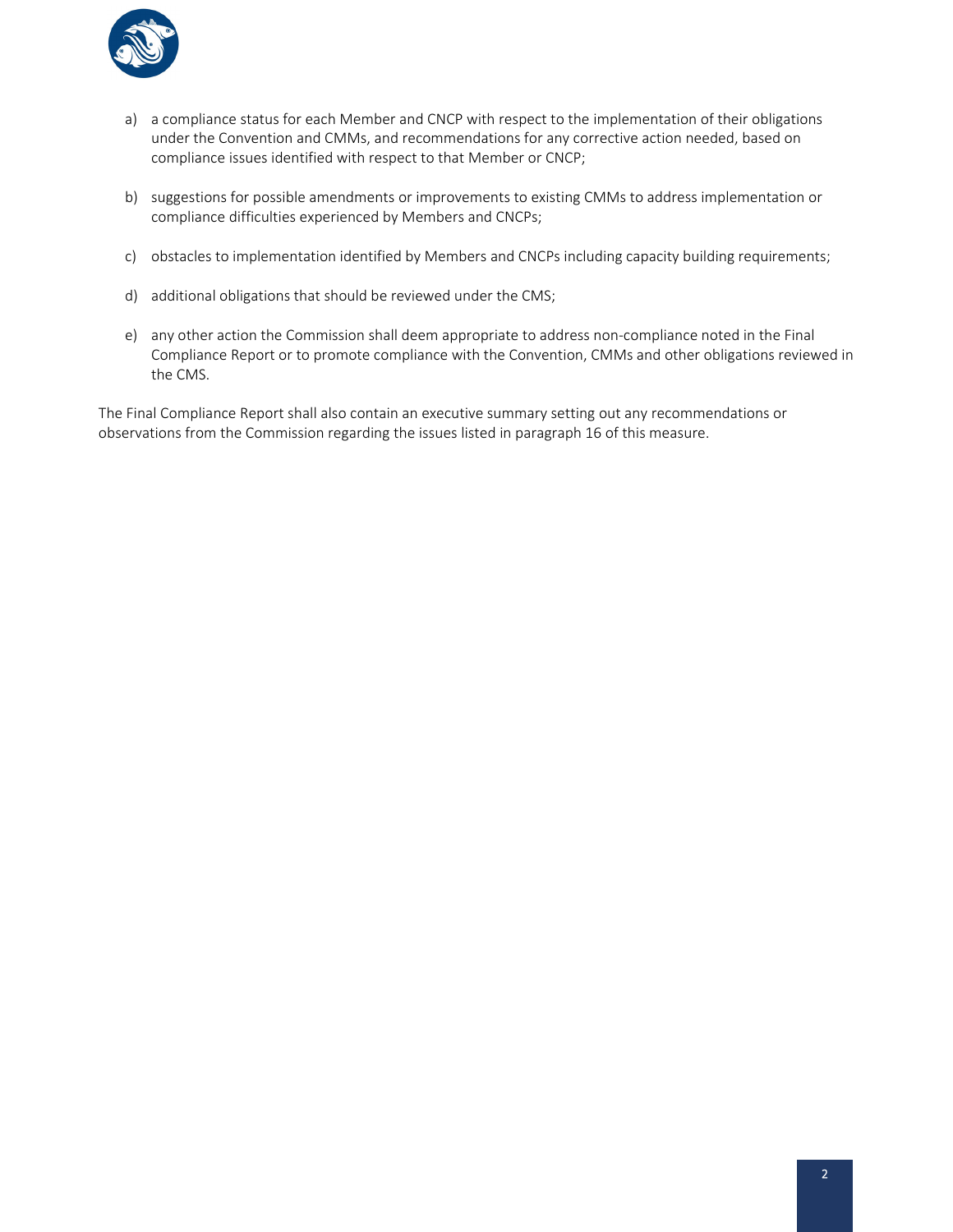a) a compliance status for each Member and CNCP with respect to the implementation of their obligations under the Convention and CMMs, and recommendations for any corrective action needed, based on compliance issues identified with respect to that Member or CNCP;

b) suggestions for possible amendments or improvements to existing CMMs to address implementation or compliance difficulties experienced by Members and CNCPs;

c) obstacles to implementation identified by Members and CNCPs including capacity building requirements;

d) additional obligations that should be reviewed under the CMS;

e) any other action the Commission shall deem appropriate to address non-compliance noted in the Final Compliance Report or to promote compliance with the Convention, CMMs and other obligations reviewed in the CMS.

The Final Compliance Report shall also contain an executive summary setting out any recommendations or observations from the Commission regarding the issues listed in paragraph 16 of this measure.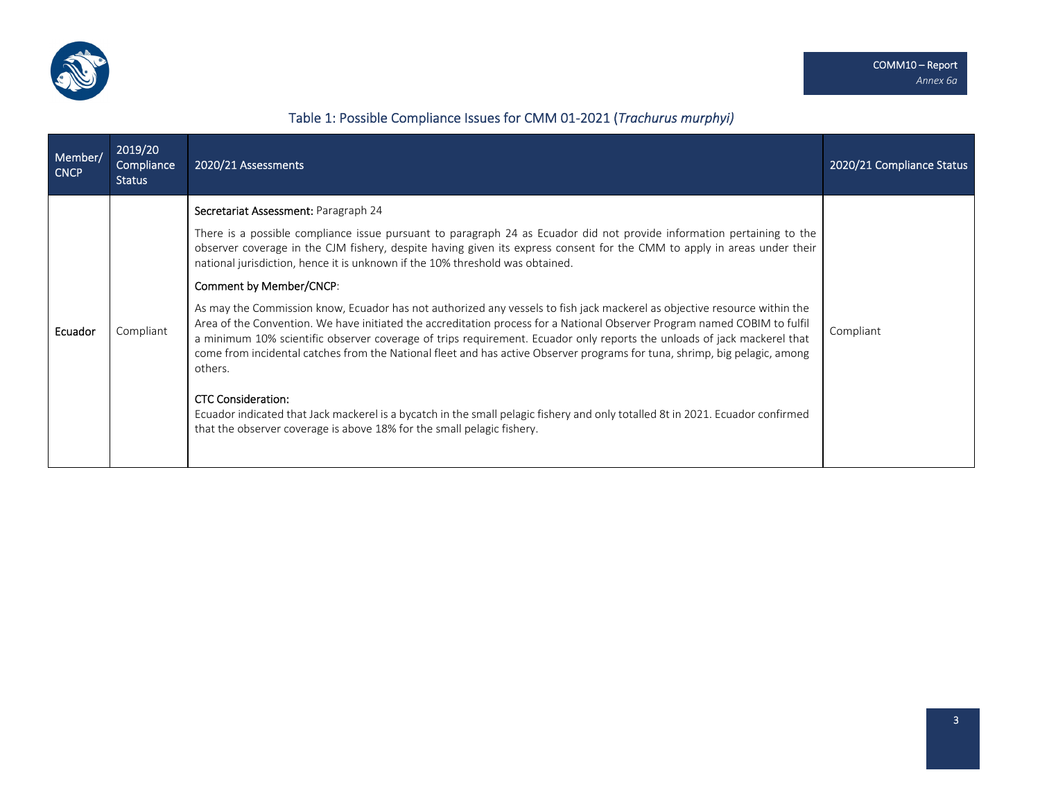## Table 1: Possible Compliance Issues for CMM 01-2021 (*Trachurus murphyi)*

| Member/ CNCP | 2019/20 Compliance Status | 2020/21 Assessments | 2020/21 Compliance Status |
|---|---|---|---|
| Ecuador | Compliant | Secretariat Assessment: Paragraph 24<br><br>There is a possible compliance issue pursuant to paragraph 24 as Ecuador did not provide information pertaining to the observer coverage in the CJM fishery, despite having given its express consent for the CMM to apply in areas under their national jurisdiction, hence it is unknown if the 10% threshold was obtained.<br><br>Comment by Member/CNCP:<br><br>As may the Commission know, Ecuador has not authorized any vessels to fish jack mackerel as objective resource within the Area of the Convention. We have initiated the accreditation process for a National Observer Program named COBIM to fulfil a minimum 10% scientific observer coverage of trips requirement. Ecuador only reports the unloads of jack mackerel that come from incidental catches from the National fleet and has active Observer programs for tuna, shrimp, big pelagic, among others.<br><br>CTC Consideration:<br>Ecuador indicated that Jack mackerel is a bycatch in the small pelagic fishery and only totalled 8t in 2021. Ecuador confirmed that the observer coverage is above 18% for the small pelagic fishery. | Compliant |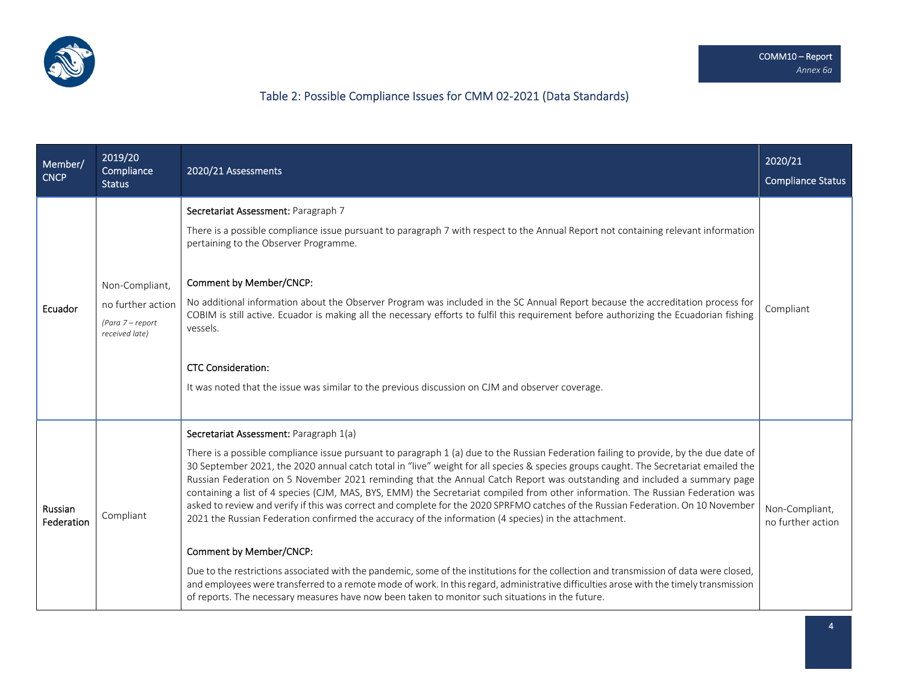## Table 2: Possible Compliance Issues for CMM 02-2021 (Data Standards)

| Member/ CNCP | 2019/20 Compliance Status | 2020/21 Assessments | 2020/21 Compliance Status |
|---|---|---|---|
| Ecuador | Non-Compliant, no further action *(Para 7 – report received late)* | **Secretariat Assessment:** Paragraph 7<br><br>There is a possible compliance issue pursuant to paragraph 7 with respect to the Annual Report not containing relevant information pertaining to the Observer Programme.<br><br>**Comment by Member/CNCP:**<br><br>No additional information about the Observer Program was included in the SC Annual Report because the accreditation process for COBIM is still active. Ecuador is making all the necessary efforts to fulfil this requirement before authorizing the Ecuadorian fishing vessels.<br><br>**CTC Consideration:**<br><br>It was noted that the issue was similar to the previous discussion on CJM and observer coverage. | Compliant |
| Russian Federation | Compliant | **Secretariat Assessment:** Paragraph 1(a)<br><br>There is a possible compliance issue pursuant to paragraph 1 (a) due to the Russian Federation failing to provide, by the due date of 30 September 2021, the 2020 annual catch total in "live" weight for all species & species groups caught. The Secretariat emailed the Russian Federation on 5 November 2021 reminding that the Annual Catch Report was outstanding and included a summary page containing a list of 4 species (CJM, MAS, BYS, EMM) the Secretariat compiled from other information. The Russian Federation was asked to review and verify if this was correct and complete for the 2020 SPRFMO catches of the Russian Federation. On 10 November 2021 the Russian Federation confirmed the accuracy of the information (4 species) in the attachment.<br><br>**Comment by Member/CNCP:**<br><br>Due to the restrictions associated with the pandemic, some of the institutions for the collection and transmission of data were closed, and employees were transferred to a remote mode of work. In this regard, administrative difficulties arose with the timely transmission of reports. The necessary measures have now been taken to monitor such situations in the future. | Non-Compliant, no further action |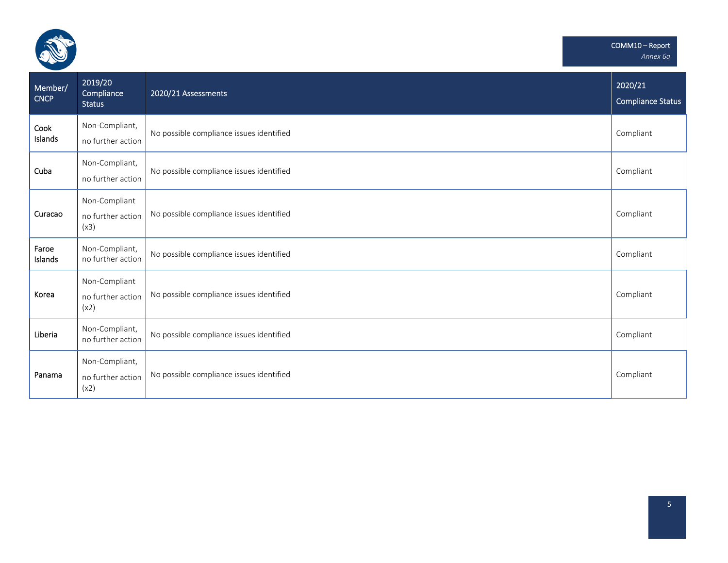| Member/ CNCP | 2019/20 Compliance Status | 2020/21 Assessments | 2020/21 Compliance Status |
| --- | --- | --- | --- |
| Cook Islands | Non-Compliant, no further action | No possible compliance issues identified | Compliant |
| Cuba | Non-Compliant, no further action | No possible compliance issues identified | Compliant |
| Curacao | Non-Compliant no further action (x3) | No possible compliance issues identified | Compliant |
| Faroe Islands | Non-Compliant, no further action | No possible compliance issues identified | Compliant |
| Korea | Non-Compliant no further action (x2) | No possible compliance issues identified | Compliant |
| Liberia | Non-Compliant, no further action | No possible compliance issues identified | Compliant |
| Panama | Non-Compliant, no further action (x2) | No possible compliance issues identified | Compliant |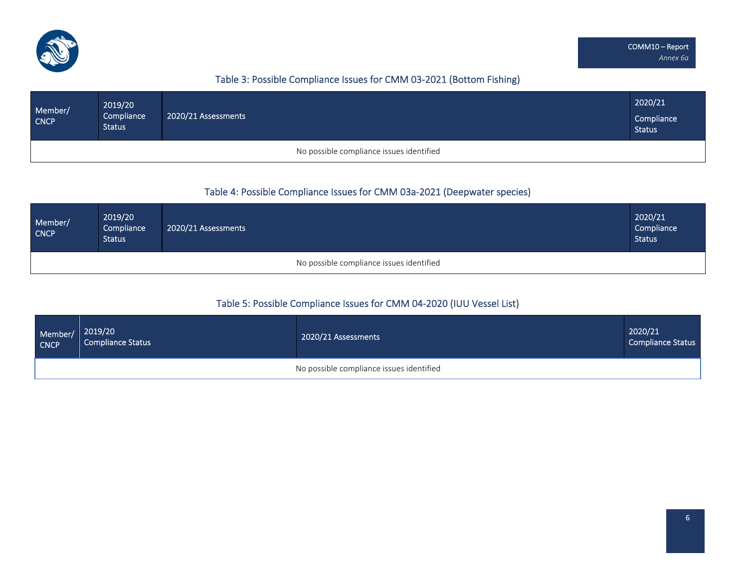### Table 3: Possible Compliance Issues for CMM 03-2021 (Bottom Fishing)

| Member/ CNCP | 2019/20 Compliance Status | 2020/21 Assessments | 2020/21 Compliance Status |
|---|---|---|---|
| No possible compliance issues identified | | | |

### Table 4: Possible Compliance Issues for CMM 03a-2021 (Deepwater species)

| Member/ CNCP | 2019/20 Compliance Status | 2020/21 Assessments | 2020/21 Compliance Status |
|---|---|---|---|
| No possible compliance issues identified | | | |

### Table 5: Possible Compliance Issues for CMM 04-2020 (IUU Vessel List)

| Member/ CNCP | 2019/20 Compliance Status | 2020/21 Assessments | 2020/21 Compliance Status |
|---|---|---|---|
| No possible compliance issues identified | | | |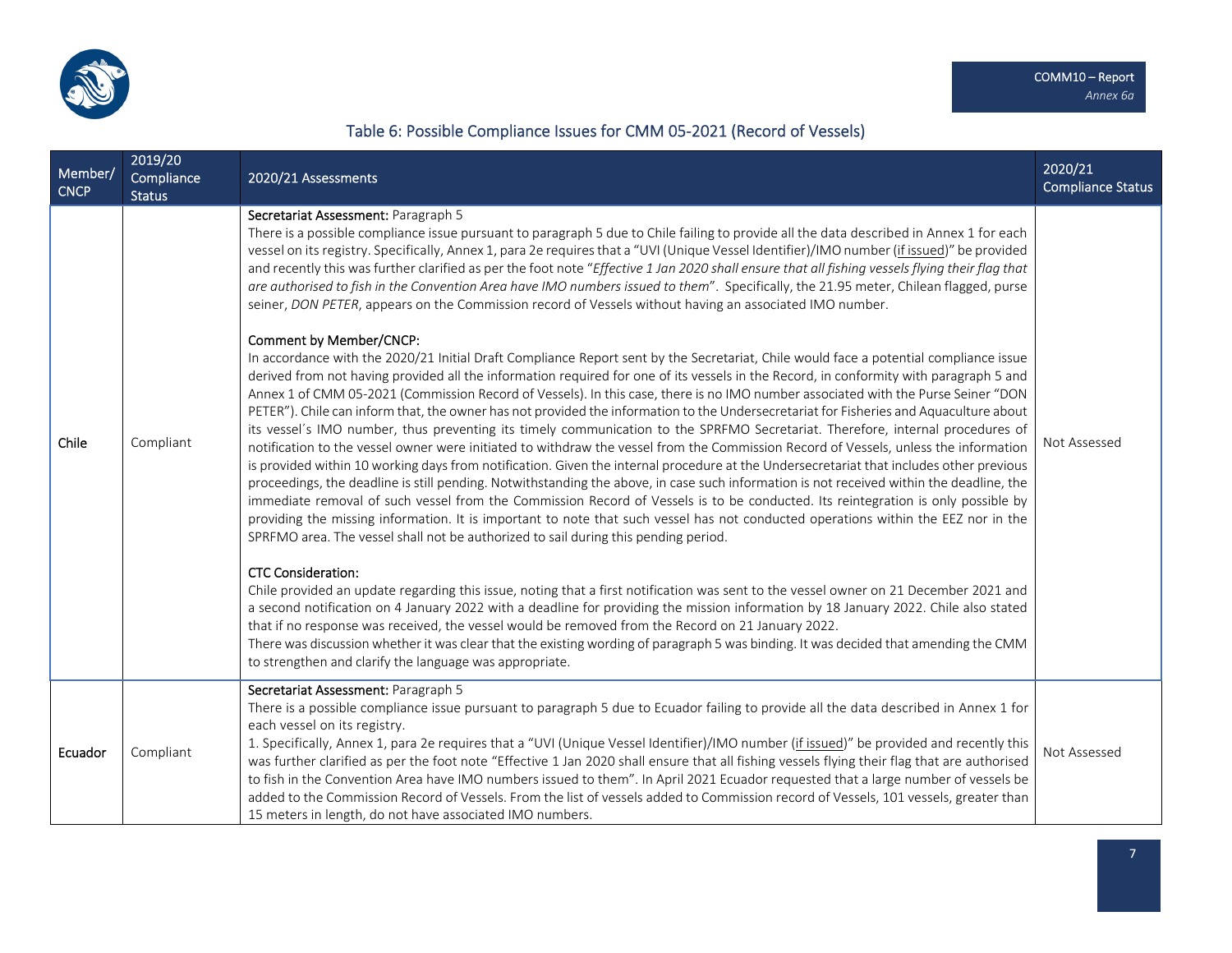## Table 6: Possible Compliance Issues for CMM 05-2021 (Record of Vessels)

| Member/ CNCP | 2019/20 Compliance Status | 2020/21 Assessments | 2020/21 Compliance Status |
|---|---|---|---|
| Chile | Compliant | Secretariat Assessment: Paragraph 5<br>There is a possible compliance issue pursuant to paragraph 5 due to Chile failing to provide all the data described in Annex 1 for each vessel on its registry. Specifically, Annex 1, para 2e requires that a "UVI (Unique Vessel Identifier)/IMO number (if issued)" be provided and recently this was further clarified as per the foot note "*Effective 1 Jan 2020 shall ensure that all fishing vessels flying their flag that are authorised to fish in the Convention Area have IMO numbers issued to them*". Specifically, the 21.95 meter, Chilean flagged, purse seiner, *DON PETER*, appears on the Commission record of Vessels without having an associated IMO number.<br><br>Comment by Member/CNCP:<br>In accordance with the 2020/21 Initial Draft Compliance Report sent by the Secretariat, Chile would face a potential compliance issue derived from not having provided all the information required for one of its vessels in the Record, in conformity with paragraph 5 and Annex 1 of CMM 05-2021 (Commission Record of Vessels). In this case, there is no IMO number associated with the Purse Seiner "DON PETER"). Chile can inform that, the owner has not provided the information to the Undersecretariat for Fisheries and Aquaculture about its vessel´s IMO number, thus preventing its timely communication to the SPRFMO Secretariat. Therefore, internal procedures of notification to the vessel owner were initiated to withdraw the vessel from the Commission Record of Vessels, unless the information is provided within 10 working days from notification. Given the internal procedure at the Undersecretariat that includes other previous proceedings, the deadline is still pending. Notwithstanding the above, in case such information is not received within the deadline, the immediate removal of such vessel from the Commission Record of Vessels is to be conducted. Its reintegration is only possible by providing the missing information. It is important to note that such vessel has not conducted operations within the EEZ nor in the SPRFMO area. The vessel shall not be authorized to sail during this pending period.<br><br>CTC Consideration:<br>Chile provided an update regarding this issue, noting that a first notification was sent to the vessel owner on 21 December 2021 and a second notification on 4 January 2022 with a deadline for providing the mission information by 18 January 2022. Chile also stated that if no response was received, the vessel would be removed from the Record on 21 January 2022.<br>There was discussion whether it was clear that the existing wording of paragraph 5 was binding. It was decided that amending the CMM to strengthen and clarify the language was appropriate. | Not Assessed |
| Ecuador | Compliant | Secretariat Assessment: Paragraph 5<br>There is a possible compliance issue pursuant to paragraph 5 due to Ecuador failing to provide all the data described in Annex 1 for each vessel on its registry.<br>1. Specifically, Annex 1, para 2e requires that a "UVI (Unique Vessel Identifier)/IMO number (if issued)" be provided and recently this was further clarified as per the foot note "Effective 1 Jan 2020 shall ensure that all fishing vessels flying their flag that are authorised to fish in the Convention Area have IMO numbers issued to them". In April 2021 Ecuador requested that a large number of vessels be added to the Commission Record of Vessels. From the list of vessels added to Commission record of Vessels, 101 vessels, greater than 15 meters in length, do not have associated IMO numbers. | Not Assessed |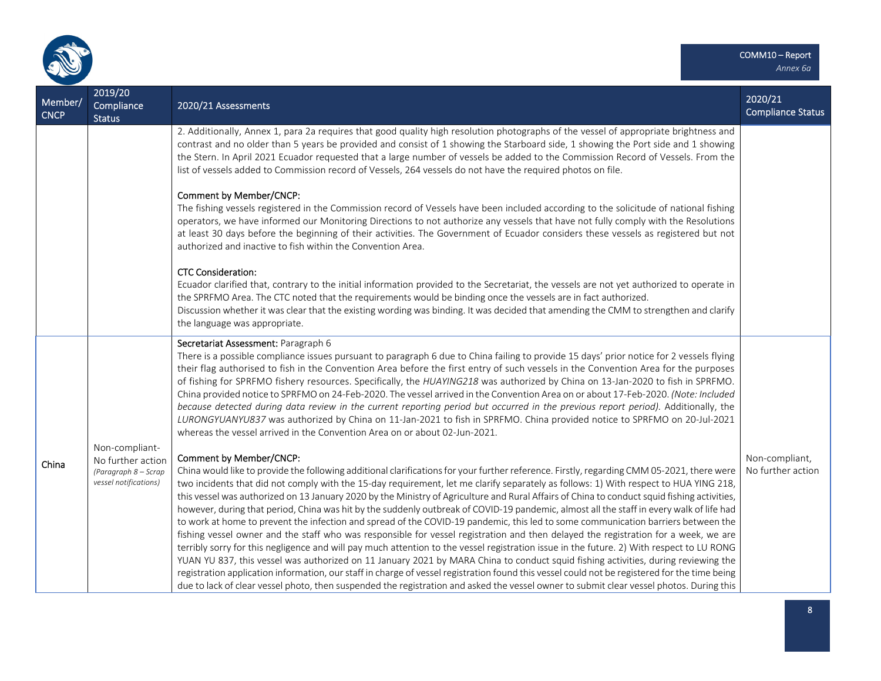| Member/ CNCP | 2019/20 Compliance Status | 2020/21 Assessments | 2020/21 Compliance Status |
|---|---|---|---|
| | | 2. Additionally, Annex 1, para 2a requires that good quality high resolution photographs of the vessel of appropriate brightness and contrast and no older than 5 years be provided and consist of 1 showing the Starboard side, 1 showing the Port side and 1 showing the Stern. In April 2021 Ecuador requested that a large number of vessels be added to the Commission Record of Vessels. From the list of vessels added to Commission record of Vessels, 264 vessels do not have the required photos on file.<br><br>Comment by Member/CNCP:<br>The fishing vessels registered in the Commission record of Vessels have been included according to the solicitude of national fishing operators, we have informed our Monitoring Directions to not authorize any vessels that have not fully comply with the Resolutions at least 30 days before the beginning of their activities. The Government of Ecuador considers these vessels as registered but not authorized and inactive to fish within the Convention Area.<br><br>CTC Consideration:<br>Ecuador clarified that, contrary to the initial information provided to the Secretariat, the vessels are not yet authorized to operate in the SPRFMO Area. The CTC noted that the requirements would be binding once the vessels are in fact authorized.<br>Discussion whether it was clear that the existing wording was binding. It was decided that amending the CMM to strengthen and clarify the language was appropriate. | |
| China | Non-compliant- No further action *(Paragraph 8 – Scrap vessel notifications)* | Secretariat Assessment: Paragraph 6<br>There is a possible compliance issues pursuant to paragraph 6 due to China failing to provide 15 days' prior notice for 2 vessels flying their flag authorised to fish in the Convention Area before the first entry of such vessels in the Convention Area for the purposes of fishing for SPRFMO fishery resources. Specifically, the *HUAYING218* was authorized by China on 13-Jan-2020 to fish in SPRFMO. China provided notice to SPRFMO on 24-Feb-2020. The vessel arrived in the Convention Area on or about 17-Feb-2020. *(Note: Included because detected during data review in the current reporting period but occurred in the previous report period)*. Additionally, the *LURONGYUANYU837* was authorized by China on 11-Jan-2021 to fish in SPRFMO. China provided notice to SPRFMO on 20-Jul-2021 whereas the vessel arrived in the Convention Area on or about 02-Jun-2021.<br><br>Comment by Member/CNCP:<br>China would like to provide the following additional clarifications for your further reference. Firstly, regarding CMM 05-2021, there were two incidents that did not comply with the 15-day requirement, let me clarify separately as follows: 1) With respect to HUA YING 218, this vessel was authorized on 13 January 2020 by the Ministry of Agriculture and Rural Affairs of China to conduct squid fishing activities, however, during that period, China was hit by the suddenly outbreak of COVID-19 pandemic, almost all the staff in every walk of life had to work at home to prevent the infection and spread of the COVID-19 pandemic, this led to some communication barriers between the fishing vessel owner and the staff who was responsible for vessel registration and then delayed the registration for a week, we are terribly sorry for this negligence and will pay much attention to the vessel registration issue in the future. 2) With respect to LU RONG YUAN YU 837, this vessel was authorized on 11 January 2021 by MARA China to conduct squid fishing activities, during reviewing the registration application information, our staff in charge of vessel registration found this vessel could not be registered for the time being due to lack of clear vessel photo, then suspended the registration and asked the vessel owner to submit clear vessel photos. During this | Non-compliant, No further action |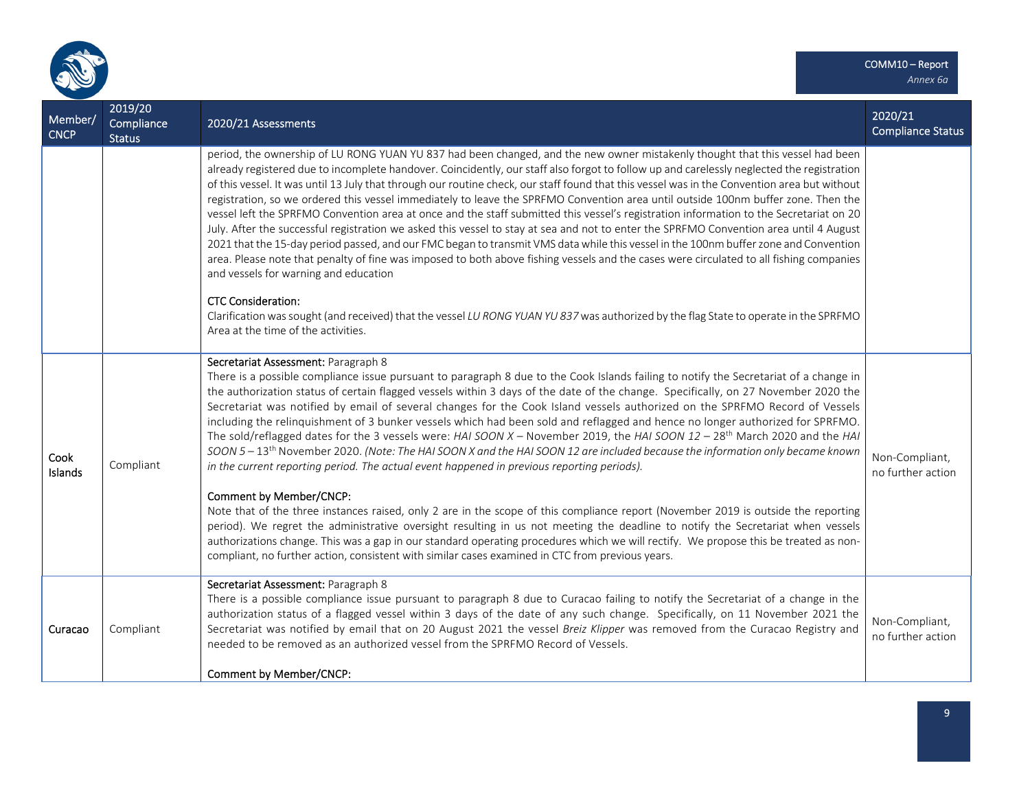| Member/ CNCP | 2019/20 Compliance Status | 2020/21 Assessments | 2020/21 Compliance Status |
|---|---|---|---|
| | | period, the ownership of LU RONG YUAN YU 837 had been changed, and the new owner mistakenly thought that this vessel had been already registered due to incomplete handover. Coincidently, our staff also forgot to follow up and carelessly neglected the registration of this vessel. It was until 13 July that through our routine check, our staff found that this vessel was in the Convention area but without registration, so we ordered this vessel immediately to leave the SPRFMO Convention area until outside 100nm buffer zone. Then the vessel left the SPRFMO Convention area at once and the staff submitted this vessel's registration information to the Secretariat on 20 July. After the successful registration we asked this vessel to stay at sea and not to enter the SPRFMO Convention area until 4 August 2021 that the 15-day period passed, and our FMC began to transmit VMS data while this vessel in the 100nm buffer zone and Convention area. Please note that penalty of fine was imposed to both above fishing vessels and the cases were circulated to all fishing companies and vessels for warning and education<br><br>CTC Consideration:<br>Clarification was sought (and received) that the vessel *LU RONG YUAN YU 837* was authorized by the flag State to operate in the SPRFMO Area at the time of the activities. | |
| Cook Islands | Compliant | Secretariat Assessment: Paragraph 8<br>There is a possible compliance issue pursuant to paragraph 8 due to the Cook Islands failing to notify the Secretariat of a change in the authorization status of certain flagged vessels within 3 days of the date of the change. Specifically, on 27 November 2020 the Secretariat was notified by email of several changes for the Cook Island vessels authorized on the SPRFMO Record of Vessels including the relinquishment of 3 bunker vessels which had been sold and reflagged and hence no longer authorized for SPRFMO. The sold/reflagged dates for the 3 vessels were: *HAI SOON X* – November 2019, the *HAI SOON 12* – 28th March 2020 and the *HAI SOON 5* – 13th November 2020. *(Note: The HAI SOON X and the HAI SOON 12 are included because the information only became known in the current reporting period. The actual event happened in previous reporting periods).*<br><br>Comment by Member/CNCP:<br>Note that of the three instances raised, only 2 are in the scope of this compliance report (November 2019 is outside the reporting period). We regret the administrative oversight resulting in us not meeting the deadline to notify the Secretariat when vessels authorizations change. This was a gap in our standard operating procedures which we will rectify. We propose this be treated as non-compliant, no further action, consistent with similar cases examined in CTC from previous years. | Non-Compliant, no further action |
| Curacao | Compliant | Secretariat Assessment: Paragraph 8<br>There is a possible compliance issue pursuant to paragraph 8 due to Curacao failing to notify the Secretariat of a change in the authorization status of a flagged vessel within 3 days of the date of any such change. Specifically, on 11 November 2021 the Secretariat was notified by email that on 20 August 2021 the vessel *Breiz Klipper* was removed from the Curacao Registry and needed to be removed as an authorized vessel from the SPRFMO Record of Vessels.<br><br>Comment by Member/CNCP: | Non-Compliant, no further action |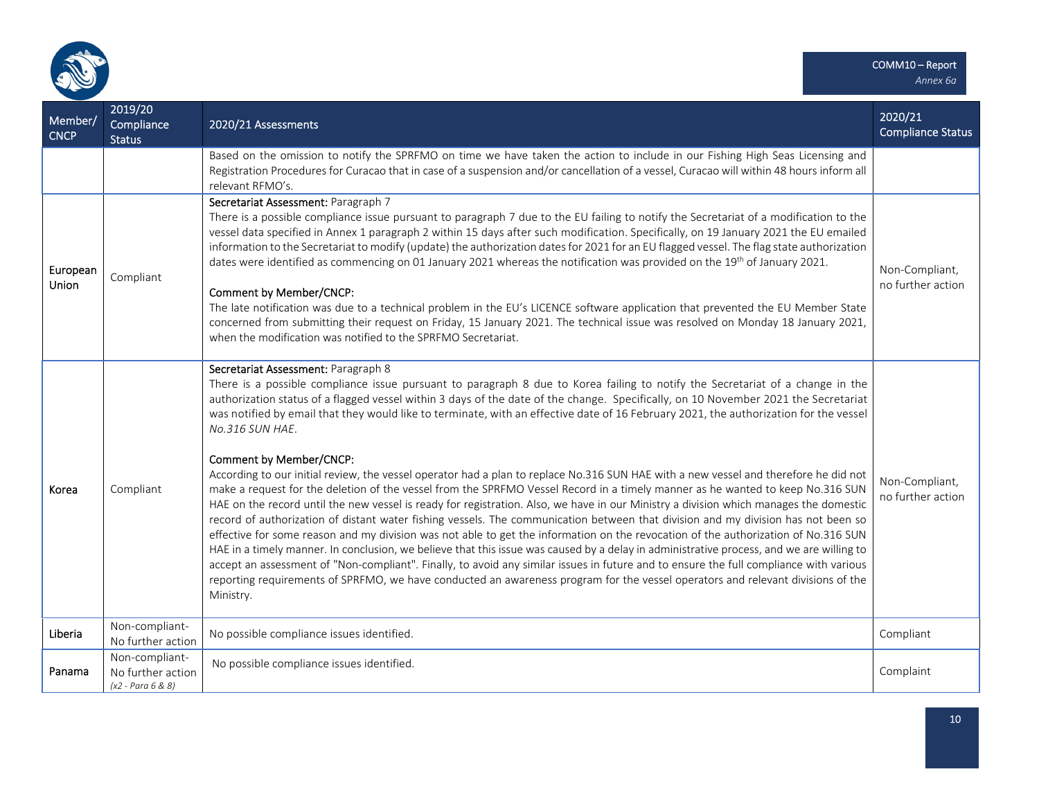| Member/ CNCP | 2019/20 Compliance Status | 2020/21 Assessments | 2020/21 Compliance Status |
|---|---|---|---|
| | | Based on the omission to notify the SPRFMO on time we have taken the action to include in our Fishing High Seas Licensing and Registration Procedures for Curacao that in case of a suspension and/or cancellation of a vessel, Curacao will within 48 hours inform all relevant RFMO's. | |
| European Union | Compliant | Secretariat Assessment: Paragraph 7<br>There is a possible compliance issue pursuant to paragraph 7 due to the EU failing to notify the Secretariat of a modification to the vessel data specified in Annex 1 paragraph 2 within 15 days after such modification. Specifically, on 19 January 2021 the EU emailed information to the Secretariat to modify (update) the authorization dates for 2021 for an EU flagged vessel. The flag state authorization dates were identified as commencing on 01 January 2021 whereas the notification was provided on the 19th of January 2021.<br><br>Comment by Member/CNCP:<br>The late notification was due to a technical problem in the EU's LICENCE software application that prevented the EU Member State concerned from submitting their request on Friday, 15 January 2021. The technical issue was resolved on Monday 18 January 2021, when the modification was notified to the SPRFMO Secretariat. | Non-Compliant, no further action |
| Korea | Compliant | Secretariat Assessment: Paragraph 8<br>There is a possible compliance issue pursuant to paragraph 8 due to Korea failing to notify the Secretariat of a change in the authorization status of a flagged vessel within 3 days of the date of the change. Specifically, on 10 November 2021 the Secretariat was notified by email that they would like to terminate, with an effective date of 16 February 2021, the authorization for the vessel *No.316 SUN HAE*.<br><br>Comment by Member/CNCP:<br>According to our initial review, the vessel operator had a plan to replace No.316 SUN HAE with a new vessel and therefore he did not make a request for the deletion of the vessel from the SPRFMO Vessel Record in a timely manner as he wanted to keep No.316 SUN HAE on the record until the new vessel is ready for registration. Also, we have in our Ministry a division which manages the domestic record of authorization of distant water fishing vessels. The communication between that division and my division has not been so effective for some reason and my division was not able to get the information on the revocation of the authorization of No.316 SUN HAE in a timely manner. In conclusion, we believe that this issue was caused by a delay in administrative process, and we are willing to accept an assessment of "Non-compliant". Finally, to avoid any similar issues in future and to ensure the full compliance with various reporting requirements of SPRFMO, we have conducted an awareness program for the vessel operators and relevant divisions of the Ministry. | Non-Compliant, no further action |
| Liberia | Non-compliant- No further action | No possible compliance issues identified. | Compliant |
| Panama | Non-compliant- No further action *(x2 - Para 6 & 8)* | No possible compliance issues identified. | Complaint |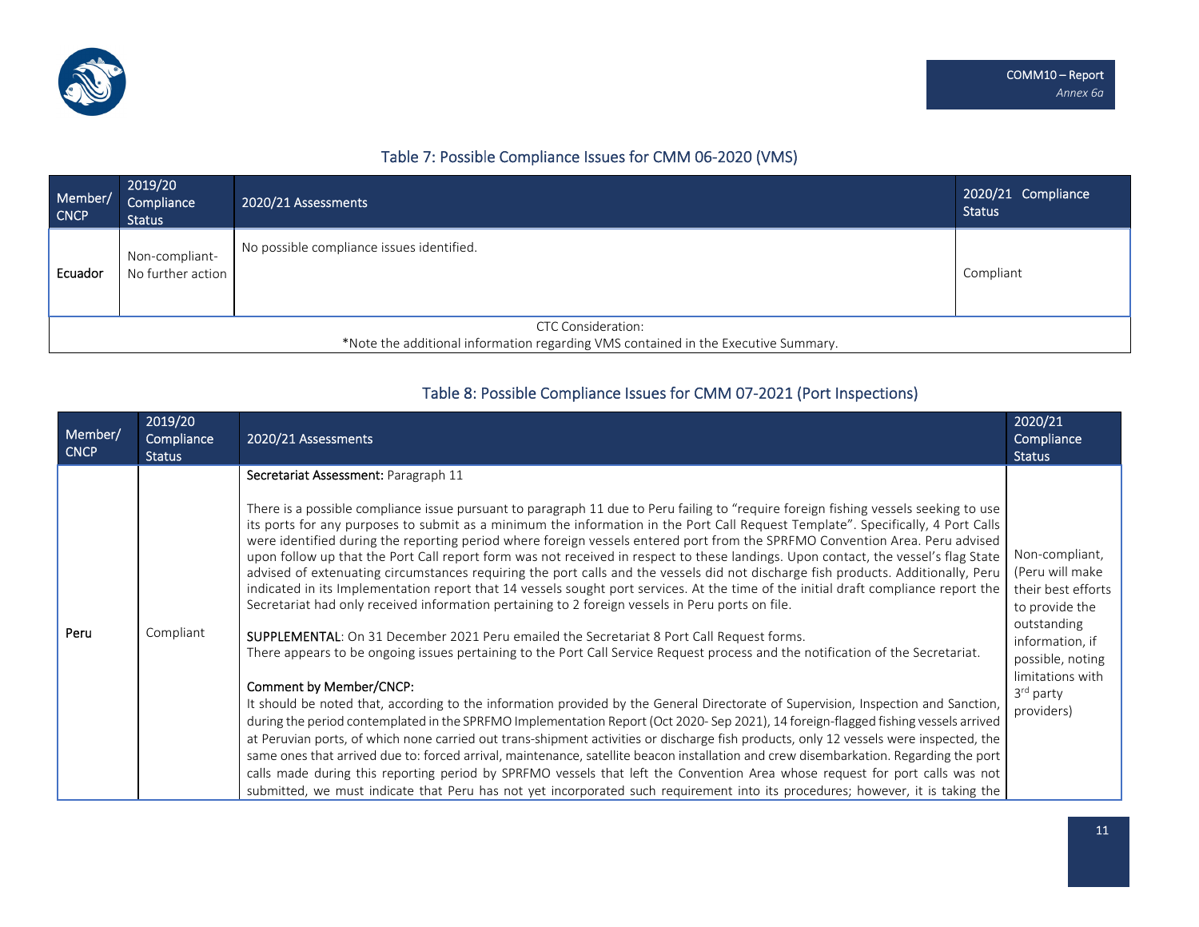## Table 7: Possible Compliance Issues for CMM 06-2020 (VMS)

| Member/ CNCP | 2019/20 Compliance Status | 2020/21 Assessments | 2020/21 Compliance Status |
|---|---|---|---|
| Ecuador | Non-compliant- No further action | No possible compliance issues identified. | Compliant |
| CTC Consideration: *Note the additional information regarding VMS contained in the Executive Summary. | | | |

## Table 8: Possible Compliance Issues for CMM 07-2021 (Port Inspections)

| Member/ CNCP | 2019/20 Compliance Status | 2020/21 Assessments | 2020/21 Compliance Status |
|---|---|---|---|
| Peru | Compliant | **Secretariat Assessment:** Paragraph 11<br><br>There is a possible compliance issue pursuant to paragraph 11 due to Peru failing to "require foreign fishing vessels seeking to use its ports for any purposes to submit as a minimum the information in the Port Call Request Template". Specifically, 4 Port Calls were identified during the reporting period where foreign vessels entered port from the SPRFMO Convention Area. Peru advised upon follow up that the Port Call report form was not received in respect to these landings. Upon contact, the vessel's flag State advised of extenuating circumstances requiring the port calls and the vessels did not discharge fish products. Additionally, Peru indicated in its Implementation report that 14 vessels sought port services. At the time of the initial draft compliance report the Secretariat had only received information pertaining to 2 foreign vessels in Peru ports on file.<br><br>**SUPPLEMENTAL**: On 31 December 2021 Peru emailed the Secretariat 8 Port Call Request forms.<br>There appears to be ongoing issues pertaining to the Port Call Service Request process and the notification of the Secretariat.<br><br>**Comment by Member/CNCP:**<br>It should be noted that, according to the information provided by the General Directorate of Supervision, Inspection and Sanction, during the period contemplated in the SPRFMO Implementation Report (Oct 2020- Sep 2021), 14 foreign-flagged fishing vessels arrived at Peruvian ports, of which none carried out trans-shipment activities or discharge fish products, only 12 vessels were inspected, the same ones that arrived due to: forced arrival, maintenance, satellite beacon installation and crew disembarkation. Regarding the port calls made during this reporting period by SPRFMO vessels that left the Convention Area whose request for port calls was not submitted, we must indicate that Peru has not yet incorporated such requirement into its procedures; however, it is taking the | Non-compliant, (Peru will make their best efforts to provide the outstanding information, if possible, noting limitations with 3rd party providers) |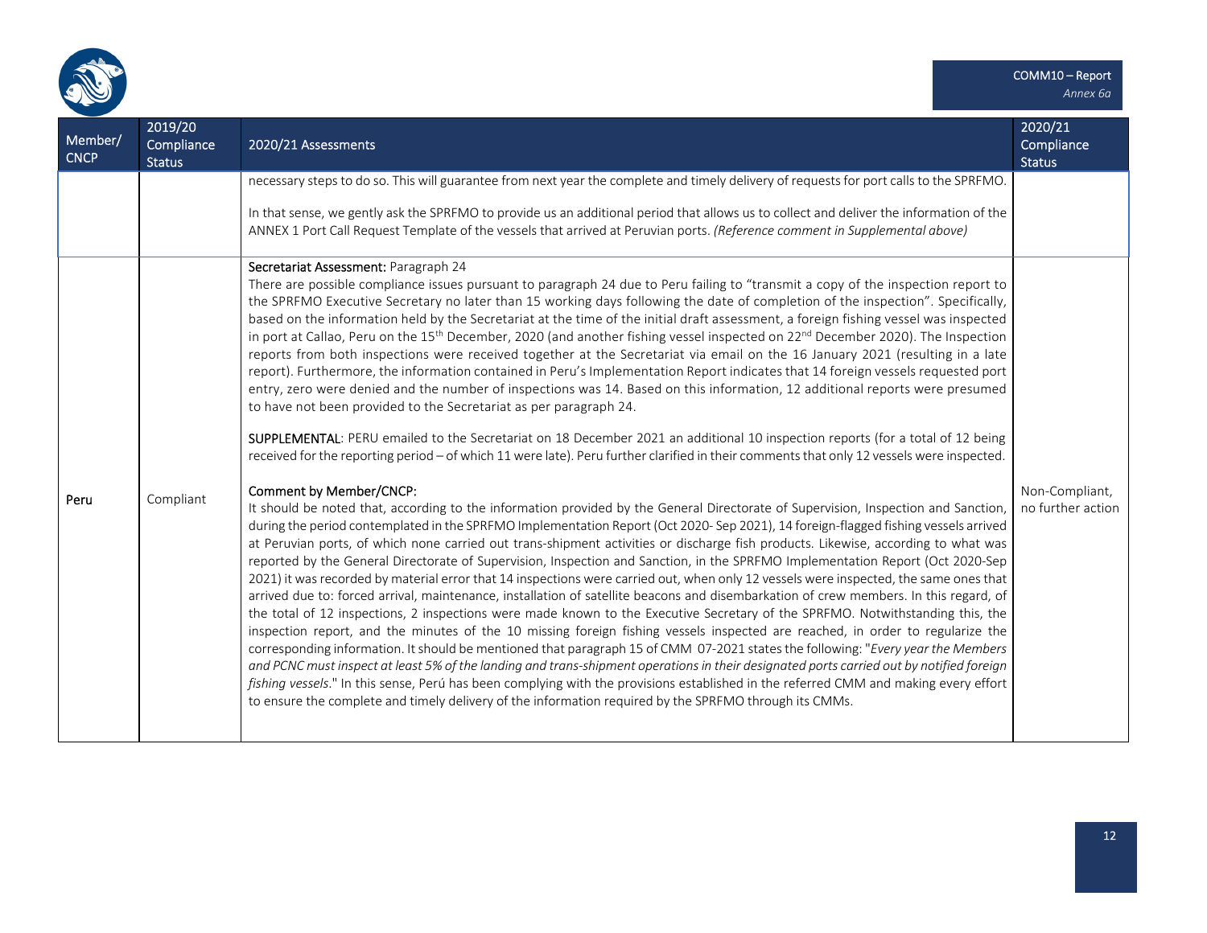| Member/ CNCP | 2019/20 Compliance Status | 2020/21 Assessments | 2020/21 Compliance Status |
|---|---|---|---|
| | | necessary steps to do so. This will guarantee from next year the complete and timely delivery of requests for port calls to the SPRFMO.<br><br>In that sense, we gently ask the SPRFMO to provide us an additional period that allows us to collect and deliver the information of the ANNEX 1 Port Call Request Template of the vessels that arrived at Peruvian ports. *(Reference comment in Supplemental above)* | |
| Peru | Compliant | Secretariat Assessment: Paragraph 24<br>There are possible compliance issues pursuant to paragraph 24 due to Peru failing to "transmit a copy of the inspection report to the SPRFMO Executive Secretary no later than 15 working days following the date of completion of the inspection". Specifically, based on the information held by the Secretariat at the time of the initial draft assessment, a foreign fishing vessel was inspected in port at Callao, Peru on the 15th December, 2020 (and another fishing vessel inspected on 22nd December 2020). The Inspection reports from both inspections were received together at the Secretariat via email on the 16 January 2021 (resulting in a late report). Furthermore, the information contained in Peru's Implementation Report indicates that 14 foreign vessels requested port entry, zero were denied and the number of inspections was 14. Based on this information, 12 additional reports were presumed to have not been provided to the Secretariat as per paragraph 24.<br><br>SUPPLEMENTAL: PERU emailed to the Secretariat on 18 December 2021 an additional 10 inspection reports (for a total of 12 being received for the reporting period – of which 11 were late). Peru further clarified in their comments that only 12 vessels were inspected.<br><br>Comment by Member/CNCP:<br>It should be noted that, according to the information provided by the General Directorate of Supervision, Inspection and Sanction, during the period contemplated in the SPRFMO Implementation Report (Oct 2020- Sep 2021), 14 foreign-flagged fishing vessels arrived at Peruvian ports, of which none carried out trans-shipment activities or discharge fish products. Likewise, according to what was reported by the General Directorate of Supervision, Inspection and Sanction, in the SPRFMO Implementation Report (Oct 2020-Sep 2021) it was recorded by material error that 14 inspections were carried out, when only 12 vessels were inspected, the same ones that arrived due to: forced arrival, maintenance, installation of satellite beacons and disembarkation of crew members. In this regard, of the total of 12 inspections, 2 inspections were made known to the Executive Secretary of the SPRFMO. Notwithstanding this, the inspection report, and the minutes of the 10 missing foreign fishing vessels inspected are reached, in order to regularize the corresponding information. It should be mentioned that paragraph 15 of CMM 07-2021 states the following: "*Every year the Members and PCNC must inspect at least 5% of the landing and trans-shipment operations in their designated ports carried out by notified foreign fishing vessels*." In this sense, Perú has been complying with the provisions established in the referred CMM and making every effort to ensure the complete and timely delivery of the information required by the SPRFMO through its CMMs. | Non-Compliant, no further action |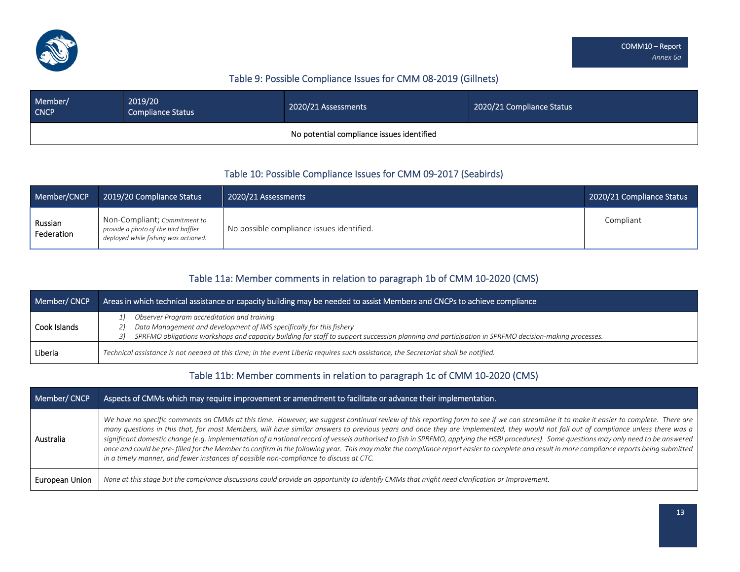## Table 9: Possible Compliance Issues for CMM 08-2019 (Gillnets)

| Member/ CNCP | 2019/20 Compliance Status | 2020/21 Assessments | 2020/21 Compliance Status |
|---|---|---|---|
| No potential compliance issues identified | | | |

## Table 10: Possible Compliance Issues for CMM 09-2017 (Seabirds)

| Member/CNCP | 2019/20 Compliance Status | 2020/21 Assessments | 2020/21 Compliance Status |
|---|---|---|---|
| Russian Federation | Non-Compliant; *Commitment to provide a photo of the bird baffler deployed while fishing was actioned.* | No possible compliance issues identified. | Compliant |

## Table 11a: Member comments in relation to paragraph 1b of CMM 10-2020 (CMS)

| Member/ CNCP | Areas in which technical assistance or capacity building may be needed to assist Members and CNCPs to achieve compliance |
|---|---|
| Cook Islands | *1) Observer Program accreditation and training*<br>*2) Data Management and development of IMS specifically for this fishery*<br>*3) SPRFMO obligations workshops and capacity building for staff to support succession planning and participation in SPRFMO decision-making processes.* |
| Liberia | *Technical assistance is not needed at this time; in the event Liberia requires such assistance, the Secretariat shall be notified.* |

## Table 11b: Member comments in relation to paragraph 1c of CMM 10-2020 (CMS)

| Member/ CNCP | Aspects of CMMs which may require improvement or amendment to facilitate or advance their implementation. |
|---|---|
| Australia | *We have no specific comments on CMMs at this time. However, we suggest continual review of this reporting form to see if we can streamline it to make it easier to complete. There are many questions in this that, for most Members, will have similar answers to previous years and once they are implemented, they would not fall out of compliance unless there was a significant domestic change (e.g. implementation of a national record of vessels authorised to fish in SPRFMO, applying the HSBI procedures). Some questions may only need to be answered once and could be pre- filled for the Member to confirm in the following year. This may make the compliance report easier to complete and result in more compliance reports being submitted in a timely manner, and fewer instances of possible non-compliance to discuss at CTC.* |
| European Union | *None at this stage but the compliance discussions could provide an opportunity to identify CMMs that might need clarification or Improvement.* |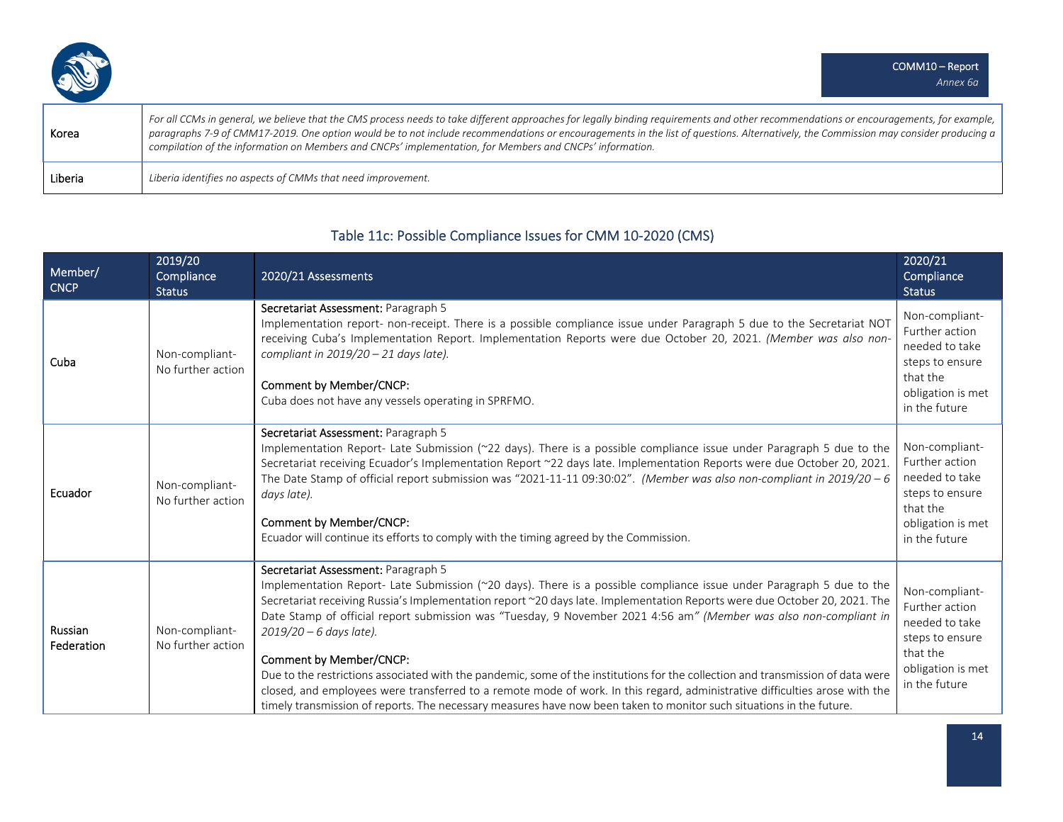| | |
|---|---|
| Korea | *For all CCMs in general, we believe that the CMS process needs to take different approaches for legally binding requirements and other recommendations or encouragements, for example, paragraphs 7-9 of CMM17-2019. One option would be to not include recommendations or encouragements in the list of questions. Alternatively, the Commission may consider producing a compilation of the information on Members and CNCPs' implementation, for Members and CNCPs' information.* |
| Liberia | *Liberia identifies no aspects of CMMs that need improvement.* |

## Table 11c: Possible Compliance Issues for CMM 10-2020 (CMS)

| Member/ CNCP | 2019/20 Compliance Status | 2020/21 Assessments | 2020/21 Compliance Status |
|---|---|---|---|
| Cuba | Non-compliant- No further action | Secretariat Assessment: Paragraph 5<br>Implementation report- non-receipt. There is a possible compliance issue under Paragraph 5 due to the Secretariat NOT receiving Cuba's Implementation Report. Implementation Reports were due October 20, 2021. *(Member was also non-compliant in 2019/20 – 21 days late).*<br><br>Comment by Member/CNCP:<br>Cuba does not have any vessels operating in SPRFMO. | Non-compliant- Further action needed to take steps to ensure that the obligation is met in the future |
| Ecuador | Non-compliant- No further action | Secretariat Assessment: Paragraph 5<br>Implementation Report- Late Submission (~22 days). There is a possible compliance issue under Paragraph 5 due to the Secretariat receiving Ecuador's Implementation Report ~22 days late. Implementation Reports were due October 20, 2021. The Date Stamp of official report submission was "2021-11-11 09:30:02". *(Member was also non-compliant in 2019/20 – 6 days late).*<br><br>Comment by Member/CNCP:<br>Ecuador will continue its efforts to comply with the timing agreed by the Commission. | Non-compliant- Further action needed to take steps to ensure that the obligation is met in the future |
| Russian Federation | Non-compliant- No further action | Secretariat Assessment: Paragraph 5<br>Implementation Report- Late Submission (~20 days). There is a possible compliance issue under Paragraph 5 due to the Secretariat receiving Russia's Implementation report ~20 days late. Implementation Reports were due October 20, 2021. The Date Stamp of official report submission was "Tuesday, 9 November 2021 4:56 am" *(Member was also non-compliant in 2019/20 – 6 days late).*<br><br>Comment by Member/CNCP:<br>Due to the restrictions associated with the pandemic, some of the institutions for the collection and transmission of data were closed, and employees were transferred to a remote mode of work. In this regard, administrative difficulties arose with the timely transmission of reports. The necessary measures have now been taken to monitor such situations in the future. | Non-compliant- Further action needed to take steps to ensure that the obligation is met in the future |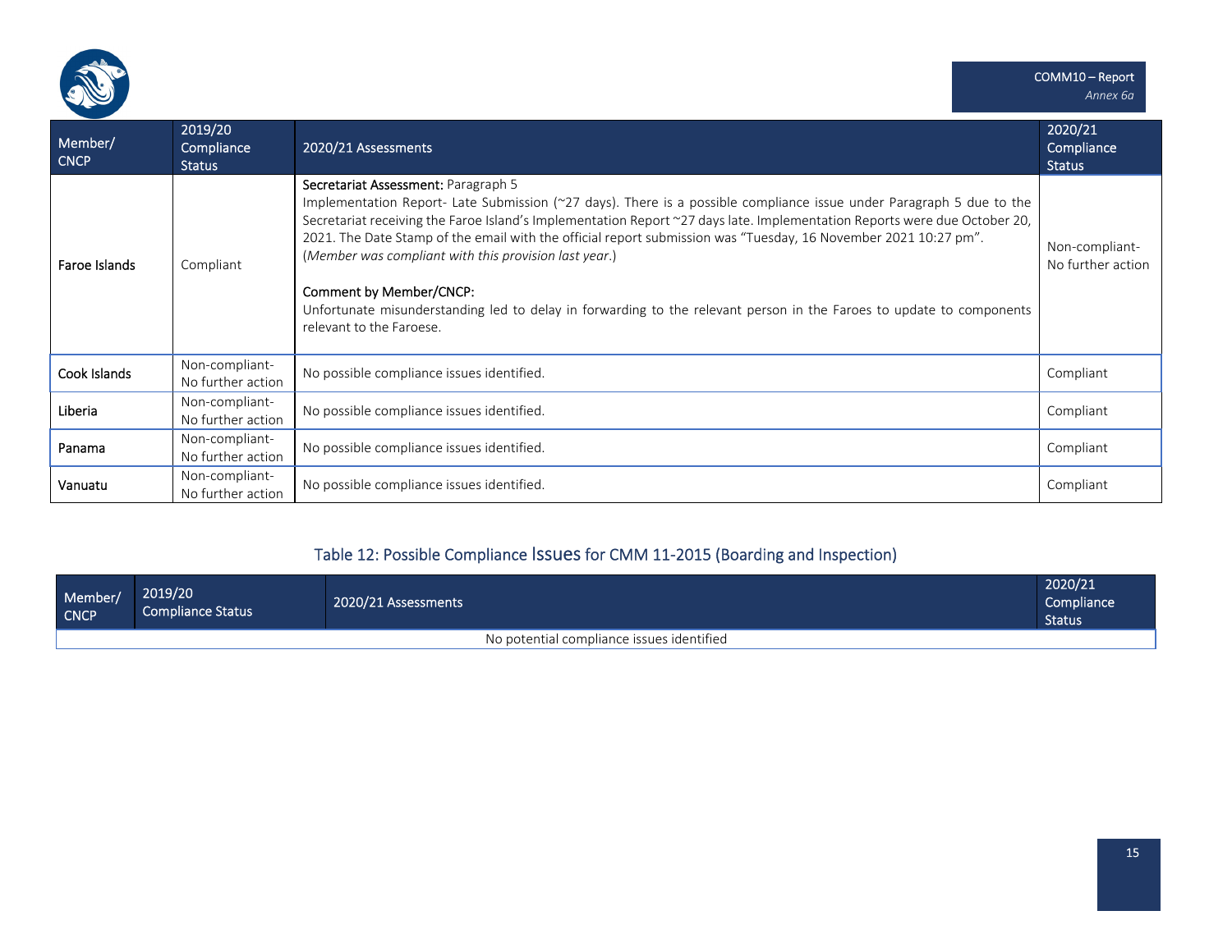| Member/ CNCP | 2019/20 Compliance Status | 2020/21 Assessments | 2020/21 Compliance Status |
|---|---|---|---|
| Faroe Islands | Compliant | Secretariat Assessment: Paragraph 5<br>Implementation Report- Late Submission (~27 days). There is a possible compliance issue under Paragraph 5 due to the Secretariat receiving the Faroe Island's Implementation Report ~27 days late. Implementation Reports were due October 20, 2021. The Date Stamp of the email with the official report submission was "Tuesday, 16 November 2021 10:27 pm". (*Member was compliant with this provision last year*.)<br><br>Comment by Member/CNCP:<br>Unfortunate misunderstanding led to delay in forwarding to the relevant person in the Faroes to update to components relevant to the Faroese. | Non-compliant- No further action |
| Cook Islands | Non-compliant- No further action | No possible compliance issues identified. | Compliant |
| Liberia | Non-compliant- No further action | No possible compliance issues identified. | Compliant |
| Panama | Non-compliant- No further action | No possible compliance issues identified. | Compliant |
| Vanuatu | Non-compliant- No further action | No possible compliance issues identified. | Compliant |

## Table 12: Possible Compliance Issues for CMM 11-2015 (Boarding and Inspection)

| Member/ CNCP | 2019/20 Compliance Status | 2020/21 Assessments | 2020/21 Compliance Status |
|---|---|---|---|
| No potential compliance issues identified | | | |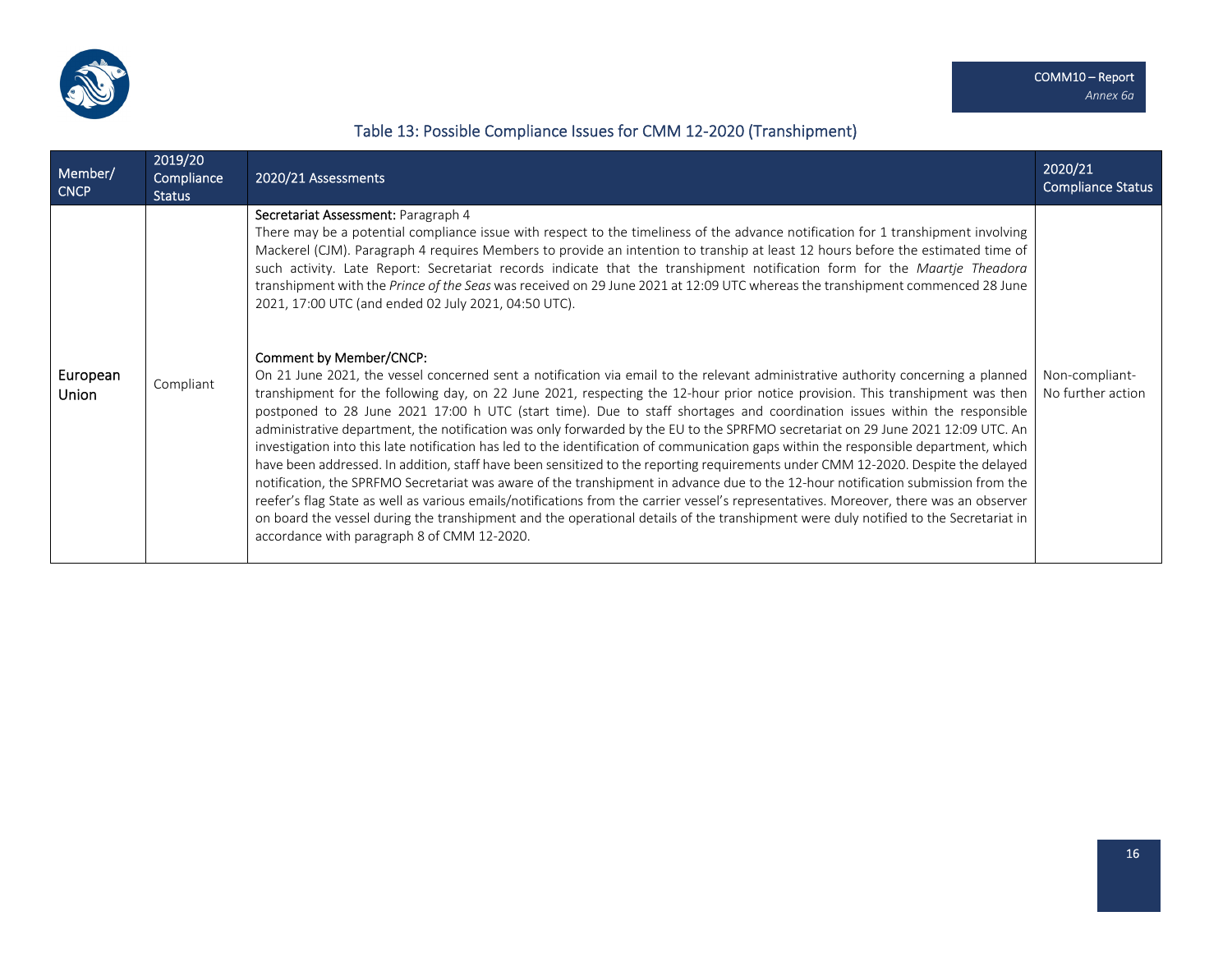## Table 13: Possible Compliance Issues for CMM 12-2020 (Transhipment)

| Member/ CNCP | 2019/20 Compliance Status | 2020/21 Assessments | 2020/21 Compliance Status |
|---|---|---|---|
| European Union | Compliant | Secretariat Assessment: Paragraph 4<br>There may be a potential compliance issue with respect to the timeliness of the advance notification for 1 transhipment involving Mackerel (CJM). Paragraph 4 requires Members to provide an intention to tranship at least 12 hours before the estimated time of such activity. Late Report: Secretariat records indicate that the transhipment notification form for the *Maartje Theadora* transhipment with the *Prince of the Seas* was received on 29 June 2021 at 12:09 UTC whereas the transhipment commenced 28 June 2021, 17:00 UTC (and ended 02 July 2021, 04:50 UTC).<br><br>Comment by Member/CNCP:<br>On 21 June 2021, the vessel concerned sent a notification via email to the relevant administrative authority concerning a planned transhipment for the following day, on 22 June 2021, respecting the 12-hour prior notice provision. This transhipment was then postponed to 28 June 2021 17:00 h UTC (start time). Due to staff shortages and coordination issues within the responsible administrative department, the notification was only forwarded by the EU to the SPRFMO secretariat on 29 June 2021 12:09 UTC. An investigation into this late notification has led to the identification of communication gaps within the responsible department, which have been addressed. In addition, staff have been sensitized to the reporting requirements under CMM 12-2020. Despite the delayed notification, the SPRFMO Secretariat was aware of the transhipment in advance due to the 12-hour notification submission from the reefer's flag State as well as various emails/notifications from the carrier vessel's representatives. Moreover, there was an observer on board the vessel during the transhipment and the operational details of the transhipment were duly notified to the Secretariat in accordance with paragraph 8 of CMM 12-2020. | Non-compliant- No further action |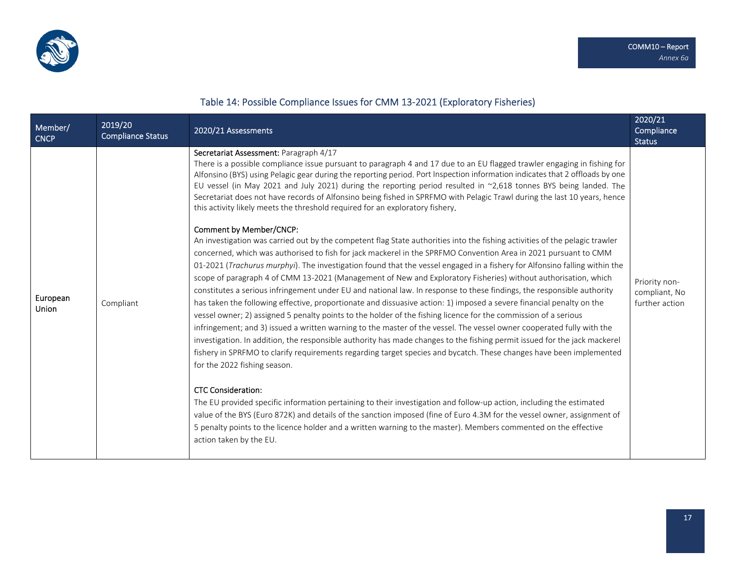## Table 14: Possible Compliance Issues for CMM 13-2021 (Exploratory Fisheries)

| Member/ CNCP | 2019/20 Compliance Status | 2020/21 Assessments | 2020/21 Compliance Status |
|---|---|---|---|
| European Union | Compliant | Secretariat Assessment: Paragraph 4/17<br>There is a possible compliance issue pursuant to paragraph 4 and 17 due to an EU flagged trawler engaging in fishing for Alfonsino (BYS) using Pelagic gear during the reporting period. Port Inspection information indicates that 2 offloads by one EU vessel (in May 2021 and July 2021) during the reporting period resulted in ~2,618 tonnes BYS being landed. The Secretariat does not have records of Alfonsino being fished in SPRFMO with Pelagic Trawl during the last 10 years, hence this activity likely meets the threshold required for an exploratory fishery.<br><br>Comment by Member/CNCP:<br>An investigation was carried out by the competent flag State authorities into the fishing activities of the pelagic trawler concerned, which was authorised to fish for jack mackerel in the SPRFMO Convention Area in 2021 pursuant to CMM 01-2021 (*Trachurus murphyi*). The investigation found that the vessel engaged in a fishery for Alfonsino falling within the scope of paragraph 4 of CMM 13-2021 (Management of New and Exploratory Fisheries) without authorisation, which constitutes a serious infringement under EU and national law. In response to these findings, the responsible authority has taken the following effective, proportionate and dissuasive action: 1) imposed a severe financial penalty on the vessel owner; 2) assigned 5 penalty points to the holder of the fishing licence for the commission of a serious infringement; and 3) issued a written warning to the master of the vessel. The vessel owner cooperated fully with the investigation. In addition, the responsible authority has made changes to the fishing permit issued for the jack mackerel fishery in SPRFMO to clarify requirements regarding target species and bycatch. These changes have been implemented for the 2022 fishing season.<br><br>CTC Consideration:<br>The EU provided specific information pertaining to their investigation and follow-up action, including the estimated value of the BYS (Euro 872K) and details of the sanction imposed (fine of Euro 4.3M for the vessel owner, assignment of 5 penalty points to the licence holder and a written warning to the master). Members commented on the effective action taken by the EU. | Priority non-compliant, No further action |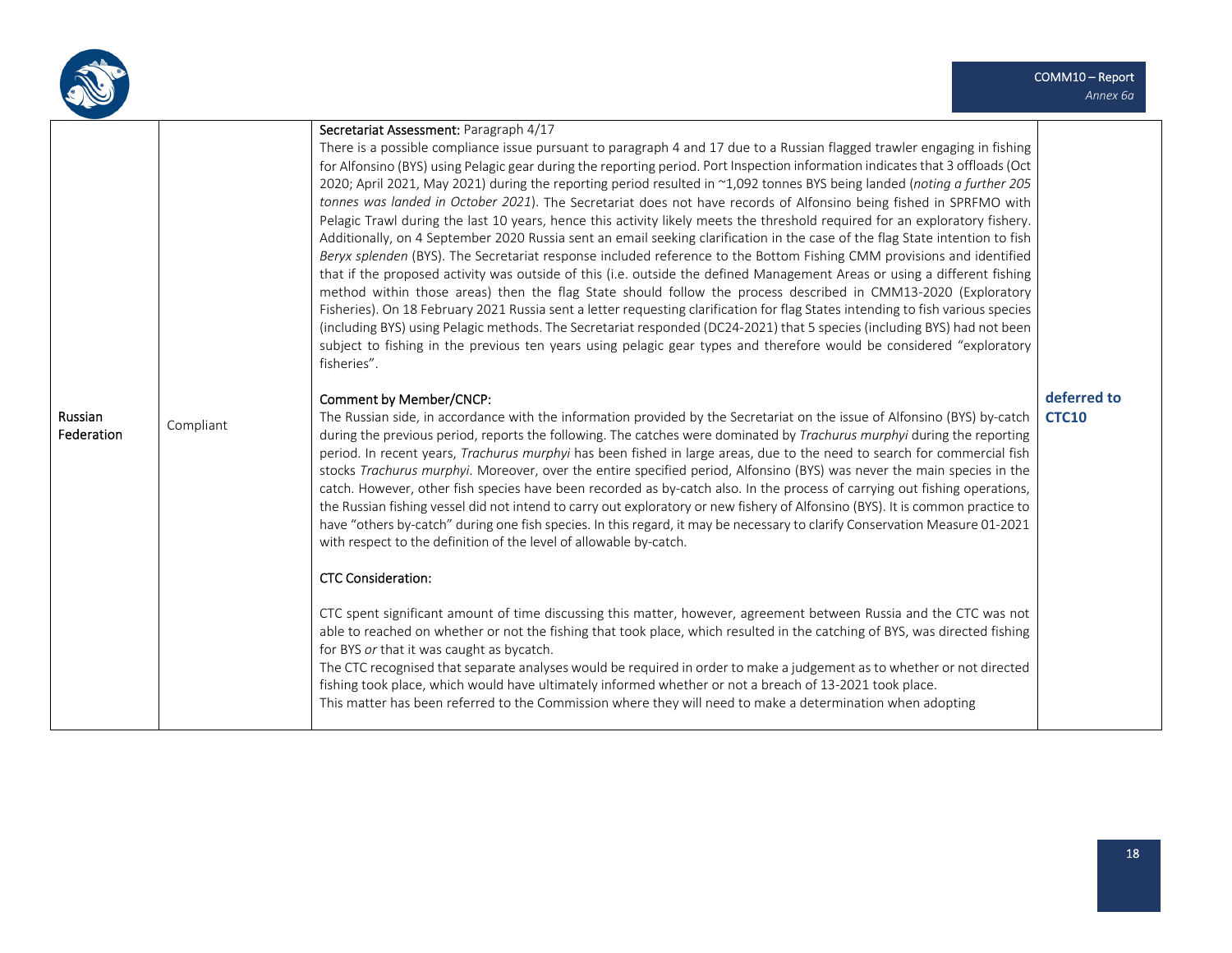| | | | |
|---|---|---|---|
| Russian Federation | Compliant | Secretariat Assessment: Paragraph 4/17<br>There is a possible compliance issue pursuant to paragraph 4 and 17 due to a Russian flagged trawler engaging in fishing for Alfonsino (BYS) using Pelagic gear during the reporting period. Port Inspection information indicates that 3 offloads (Oct 2020; April 2021, May 2021) during the reporting period resulted in ~1,092 tonnes BYS being landed (*noting a further 205 tonnes was landed in October 2021*). The Secretariat does not have records of Alfonsino being fished in SPRFMO with Pelagic Trawl during the last 10 years, hence this activity likely meets the threshold required for an exploratory fishery. Additionally, on 4 September 2020 Russia sent an email seeking clarification in the case of the flag State intention to fish *Beryx splenden* (BYS). The Secretariat response included reference to the Bottom Fishing CMM provisions and identified that if the proposed activity was outside of this (i.e. outside the defined Management Areas or using a different fishing method within those areas) then the flag State should follow the process described in CMM13-2020 (Exploratory Fisheries). On 18 February 2021 Russia sent a letter requesting clarification for flag States intending to fish various species (including BYS) using Pelagic methods. The Secretariat responded (DC24-2021) that 5 species (including BYS) had not been subject to fishing in the previous ten years using pelagic gear types and therefore would be considered "exploratory fisheries".<br><br>Comment by Member/CNCP:<br>The Russian side, in accordance with the information provided by the Secretariat on the issue of Alfonsino (BYS) by-catch during the previous period, reports the following. The catches were dominated by *Trachurus murphyi* during the reporting period. In recent years, *Trachurus murphyi* has been fished in large areas, due to the need to search for commercial fish stocks *Trachurus murphyi*. Moreover, over the entire specified period, Alfonsino (BYS) was never the main species in the catch. However, other fish species have been recorded as by-catch also. In the process of carrying out fishing operations, the Russian fishing vessel did not intend to carry out exploratory or new fishery of Alfonsino (BYS). It is common practice to have "others by-catch" during one fish species. In this regard, it may be necessary to clarify Conservation Measure 01-2021 with respect to the definition of the level of allowable by-catch.<br><br>CTC Consideration:<br><br>CTC spent significant amount of time discussing this matter, however, agreement between Russia and the CTC was not able to reached on whether or not the fishing that took place, which resulted in the catching of BYS, was directed fishing for BYS *or* that it was caught as bycatch.<br>The CTC recognised that separate analyses would be required in order to make a judgement as to whether or not directed fishing took place, which would have ultimately informed whether or not a breach of 13-2021 took place.<br>This matter has been referred to the Commission where they will need to make a determination when adopting | **deferred to CTC10** |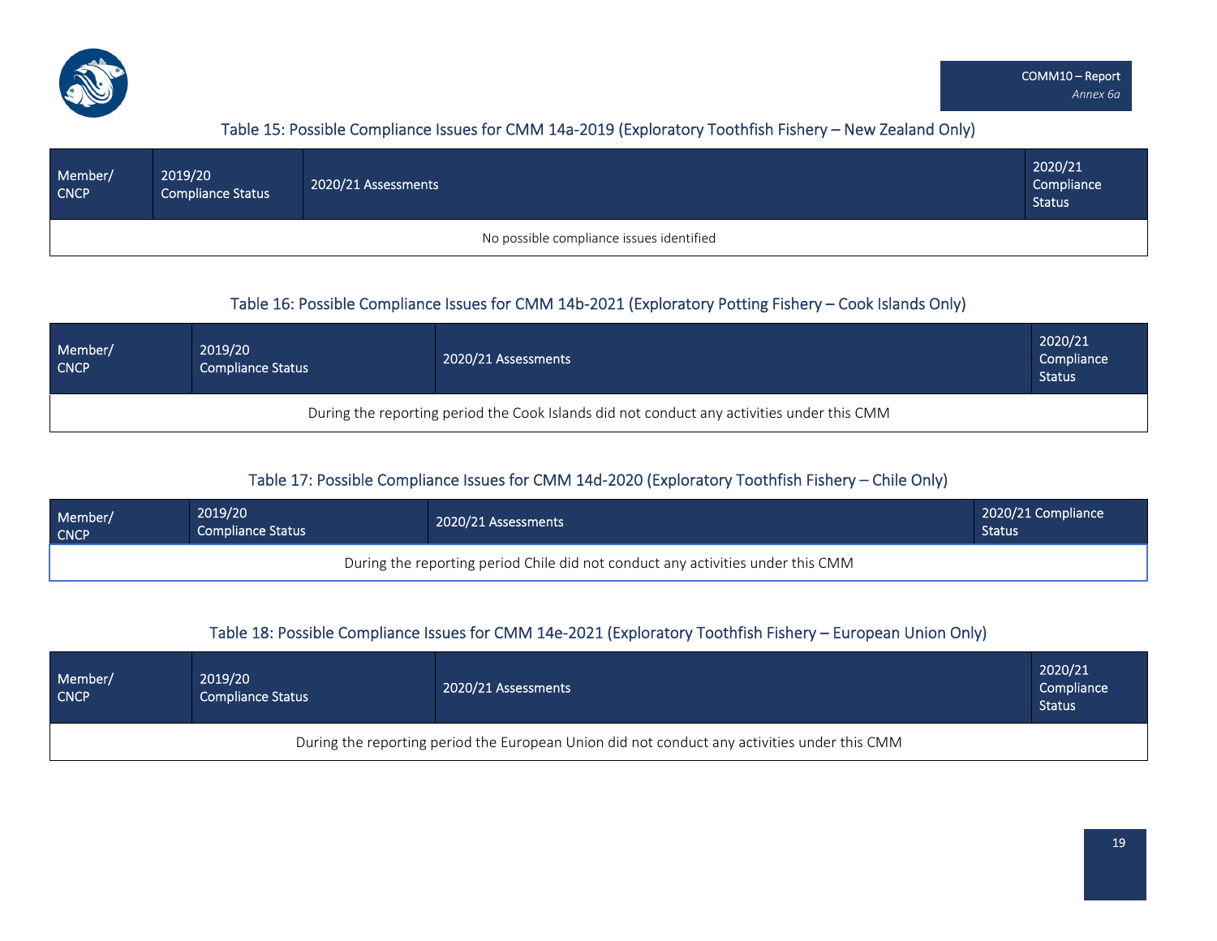### Table 15: Possible Compliance Issues for CMM 14a-2019 (Exploratory Toothfish Fishery – New Zealand Only)

| Member/ CNCP | 2019/20 Compliance Status | 2020/21 Assessments | 2020/21 Compliance Status |
|---|---|---|---|
| No possible compliance issues identified | | | |

### Table 16: Possible Compliance Issues for CMM 14b-2021 (Exploratory Potting Fishery – Cook Islands Only)

| Member/ CNCP | 2019/20 Compliance Status | 2020/21 Assessments | 2020/21 Compliance Status |
|---|---|---|---|
| During the reporting period the Cook Islands did not conduct any activities under this CMM | | | |

### Table 17: Possible Compliance Issues for CMM 14d-2020 (Exploratory Toothfish Fishery – Chile Only)

| Member/ CNCP | 2019/20 Compliance Status | 2020/21 Assessments | 2020/21 Compliance Status |
|---|---|---|---|
| During the reporting period Chile did not conduct any activities under this CMM | | | |

### Table 18: Possible Compliance Issues for CMM 14e-2021 (Exploratory Toothfish Fishery – European Union Only)

| Member/ CNCP | 2019/20 Compliance Status | 2020/21 Assessments | 2020/21 Compliance Status |
|---|---|---|---|
| During the reporting period the European Union did not conduct any activities under this CMM | | | |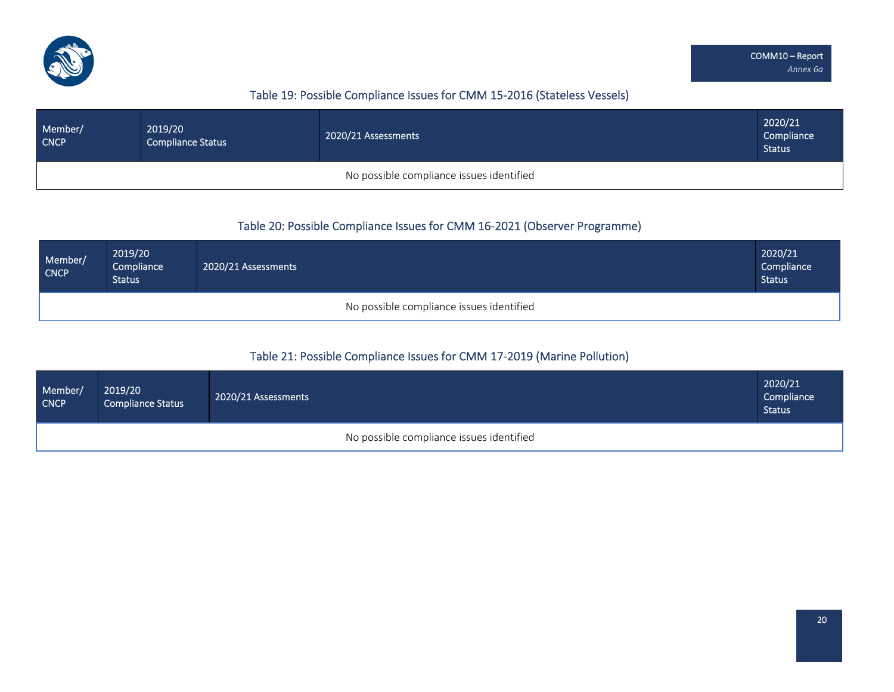Table 19: Possible Compliance Issues for CMM 15-2016 (Stateless Vessels)

| Member/ CNCP | 2019/20 Compliance Status | 2020/21 Assessments | 2020/21 Compliance Status |
|---|---|---|---|
| No possible compliance issues identified | | | |

Table 20: Possible Compliance Issues for CMM 16-2021 (Observer Programme)

| Member/ CNCP | 2019/20 Compliance Status | 2020/21 Assessments | 2020/21 Compliance Status |
|---|---|---|---|
| No possible compliance issues identified | | | |

Table 21: Possible Compliance Issues for CMM 17-2019 (Marine Pollution)

| Member/ CNCP | 2019/20 Compliance Status | 2020/21 Assessments | 2020/21 Compliance Status |
|---|---|---|---|
| No possible compliance issues identified | | | |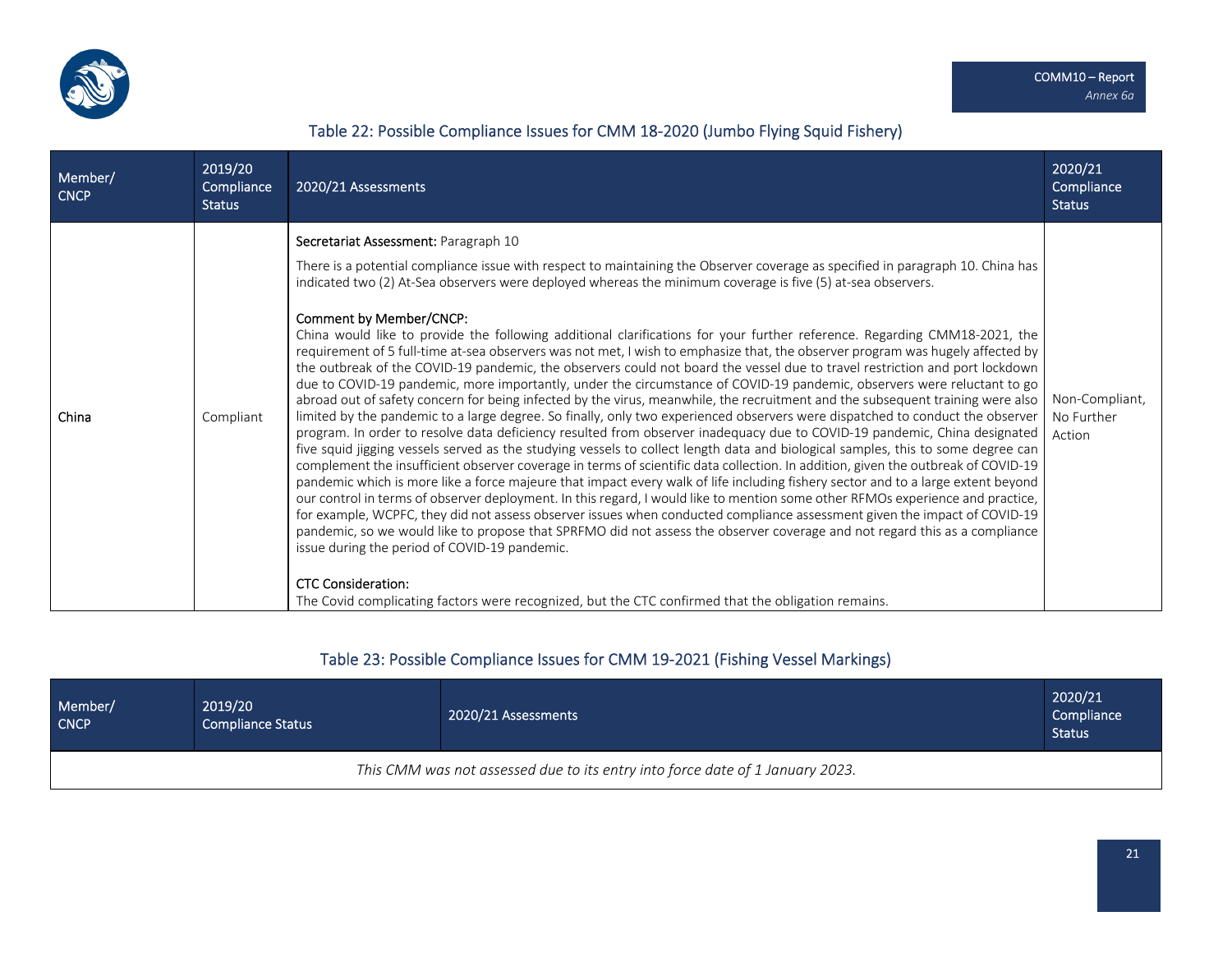## Table 22: Possible Compliance Issues for CMM 18-2020 (Jumbo Flying Squid Fishery)

| Member/ CNCP | 2019/20 Compliance Status | 2020/21 Assessments | 2020/21 Compliance Status |
|---|---|---|---|
| China | Compliant | Secretariat Assessment: Paragraph 10<br><br>There is a potential compliance issue with respect to maintaining the Observer coverage as specified in paragraph 10. China has indicated two (2) At-Sea observers were deployed whereas the minimum coverage is five (5) at-sea observers.<br><br>Comment by Member/CNCP:<br>China would like to provide the following additional clarifications for your further reference. Regarding CMM18-2021, the requirement of 5 full-time at-sea observers was not met, I wish to emphasize that, the observer program was hugely affected by the outbreak of the COVID-19 pandemic, the observers could not board the vessel due to travel restriction and port lockdown due to COVID-19 pandemic, more importantly, under the circumstance of COVID-19 pandemic, observers were reluctant to go abroad out of safety concern for being infected by the virus, meanwhile, the recruitment and the subsequent training were also limited by the pandemic to a large degree. So finally, only two experienced observers were dispatched to conduct the observer program. In order to resolve data deficiency resulted from observer inadequacy due to COVID-19 pandemic, China designated five squid jigging vessels served as the studying vessels to collect length data and biological samples, this to some degree can complement the insufficient observer coverage in terms of scientific data collection. In addition, given the outbreak of COVID-19 pandemic which is more like a force majeure that impact every walk of life including fishery sector and to a large extent beyond our control in terms of observer deployment. In this regard, I would like to mention some other RFMOs experience and practice, for example, WCPFC, they did not assess observer issues when conducted compliance assessment given the impact of COVID-19 pandemic, so we would like to propose that SPRFMO did not assess the observer coverage and not regard this as a compliance issue during the period of COVID-19 pandemic.<br><br>CTC Consideration:<br>The Covid complicating factors were recognized, but the CTC confirmed that the obligation remains. | Non-Compliant, No Further Action |

## Table 23: Possible Compliance Issues for CMM 19-2021 (Fishing Vessel Markings)

| Member/ CNCP | 2019/20 Compliance Status | 2020/21 Assessments | 2020/21 Compliance Status |
|---|---|---|---|
| *This CMM was not assessed due to its entry into force date of 1 January 2023.* | | | |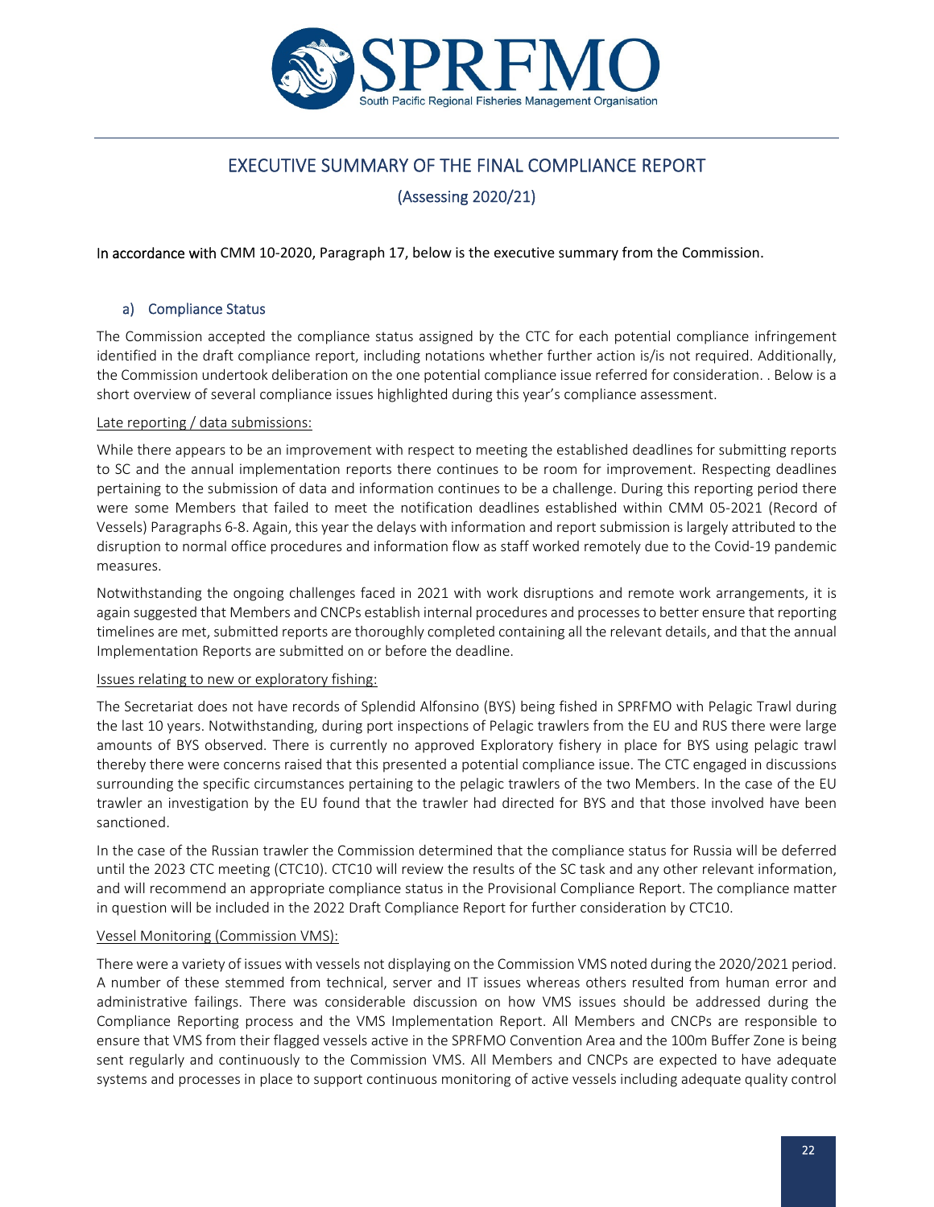# EXECUTIVE SUMMARY OF THE FINAL COMPLIANCE REPORT

## (Assessing 2020/21)

In accordance with CMM 10-2020, Paragraph 17, below is the executive summary from the Commission.

### a) Compliance Status

The Commission accepted the compliance status assigned by the CTC for each potential compliance infringement identified in the draft compliance report, including notations whether further action is/is not required. Additionally, the Commission undertook deliberation on the one potential compliance issue referred for consideration. . Below is a short overview of several compliance issues highlighted during this year's compliance assessment.

Late reporting / data submissions:

While there appears to be an improvement with respect to meeting the established deadlines for submitting reports to SC and the annual implementation reports there continues to be room for improvement. Respecting deadlines pertaining to the submission of data and information continues to be a challenge. During this reporting period there were some Members that failed to meet the notification deadlines established within CMM 05-2021 (Record of Vessels) Paragraphs 6-8. Again, this year the delays with information and report submission is largely attributed to the disruption to normal office procedures and information flow as staff worked remotely due to the Covid-19 pandemic measures.

Notwithstanding the ongoing challenges faced in 2021 with work disruptions and remote work arrangements, it is again suggested that Members and CNCPs establish internal procedures and processes to better ensure that reporting timelines are met, submitted reports are thoroughly completed containing all the relevant details, and that the annual Implementation Reports are submitted on or before the deadline.

Issues relating to new or exploratory fishing:

The Secretariat does not have records of Splendid Alfonsino (BYS) being fished in SPRFMO with Pelagic Trawl during the last 10 years. Notwithstanding, during port inspections of Pelagic trawlers from the EU and RUS there were large amounts of BYS observed. There is currently no approved Exploratory fishery in place for BYS using pelagic trawl thereby there were concerns raised that this presented a potential compliance issue. The CTC engaged in discussions surrounding the specific circumstances pertaining to the pelagic trawlers of the two Members. In the case of the EU trawler an investigation by the EU found that the trawler had directed for BYS and that those involved have been sanctioned.

In the case of the Russian trawler the Commission determined that the compliance status for Russia will be deferred until the 2023 CTC meeting (CTC10). CTC10 will review the results of the SC task and any other relevant information, and will recommend an appropriate compliance status in the Provisional Compliance Report. The compliance matter in question will be included in the 2022 Draft Compliance Report for further consideration by CTC10.

Vessel Monitoring (Commission VMS):

There were a variety of issues with vessels not displaying on the Commission VMS noted during the 2020/2021 period. A number of these stemmed from technical, server and IT issues whereas others resulted from human error and administrative failings. There was considerable discussion on how VMS issues should be addressed during the Compliance Reporting process and the VMS Implementation Report. All Members and CNCPs are responsible to ensure that VMS from their flagged vessels active in the SPRFMO Convention Area and the 100m Buffer Zone is being sent regularly and continuously to the Commission VMS. All Members and CNCPs are expected to have adequate systems and processes in place to support continuous monitoring of active vessels including adequate quality control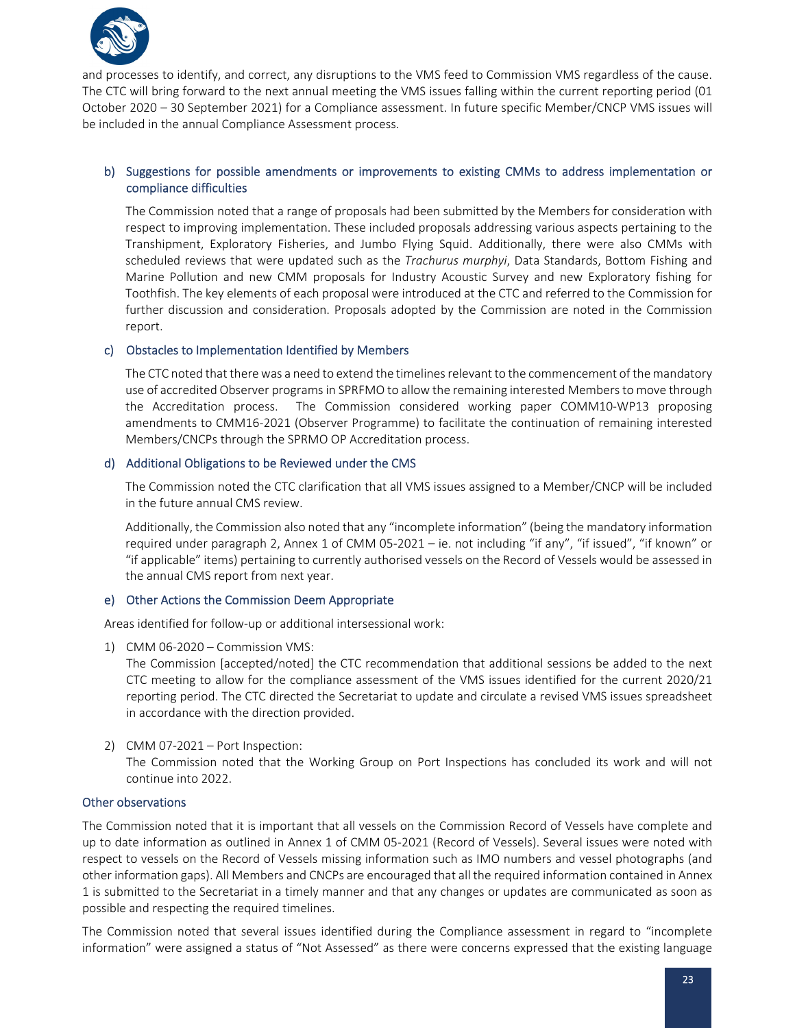and processes to identify, and correct, any disruptions to the VMS feed to Commission VMS regardless of the cause. The CTC will bring forward to the next annual meeting the VMS issues falling within the current reporting period (01 October 2020 – 30 September 2021) for a Compliance assessment. In future specific Member/CNCP VMS issues will be included in the annual Compliance Assessment process.

### b) Suggestions for possible amendments or improvements to existing CMMs to address implementation or compliance difficulties

The Commission noted that a range of proposals had been submitted by the Members for consideration with respect to improving implementation. These included proposals addressing various aspects pertaining to the Transhipment, Exploratory Fisheries, and Jumbo Flying Squid. Additionally, there were also CMMs with scheduled reviews that were updated such as the *Trachurus murphyi*, Data Standards, Bottom Fishing and Marine Pollution and new CMM proposals for Industry Acoustic Survey and new Exploratory fishing for Toothfish. The key elements of each proposal were introduced at the CTC and referred to the Commission for further discussion and consideration. Proposals adopted by the Commission are noted in the Commission report.

### c) Obstacles to Implementation Identified by Members

The CTC noted that there was a need to extend the timelines relevant to the commencement of the mandatory use of accredited Observer programs in SPRFMO to allow the remaining interested Members to move through the Accreditation process. The Commission considered working paper COMM10-WP13 proposing amendments to CMM16-2021 (Observer Programme) to facilitate the continuation of remaining interested Members/CNCPs through the SPRMO OP Accreditation process.

### d) Additional Obligations to be Reviewed under the CMS

The Commission noted the CTC clarification that all VMS issues assigned to a Member/CNCP will be included in the future annual CMS review.

Additionally, the Commission also noted that any "incomplete information" (being the mandatory information required under paragraph 2, Annex 1 of CMM 05-2021 – ie. not including "if any", "if issued", "if known" or "if applicable" items) pertaining to currently authorised vessels on the Record of Vessels would be assessed in the annual CMS report from next year.

### e) Other Actions the Commission Deem Appropriate

Areas identified for follow-up or additional intersessional work:

1) CMM 06-2020 – Commission VMS:
   The Commission [accepted/noted] the CTC recommendation that additional sessions be added to the next CTC meeting to allow for the compliance assessment of the VMS issues identified for the current 2020/21 reporting period. The CTC directed the Secretariat to update and circulate a revised VMS issues spreadsheet in accordance with the direction provided.

2) CMM 07-2021 – Port Inspection:
   The Commission noted that the Working Group on Port Inspections has concluded its work and will not continue into 2022.

### Other observations

The Commission noted that it is important that all vessels on the Commission Record of Vessels have complete and up to date information as outlined in Annex 1 of CMM 05-2021 (Record of Vessels). Several issues were noted with respect to vessels on the Record of Vessels missing information such as IMO numbers and vessel photographs (and other information gaps). All Members and CNCPs are encouraged that all the required information contained in Annex 1 is submitted to the Secretariat in a timely manner and that any changes or updates are communicated as soon as possible and respecting the required timelines.

The Commission noted that several issues identified during the Compliance assessment in regard to "incomplete information" were assigned a status of "Not Assessed" as there were concerns expressed that the existing language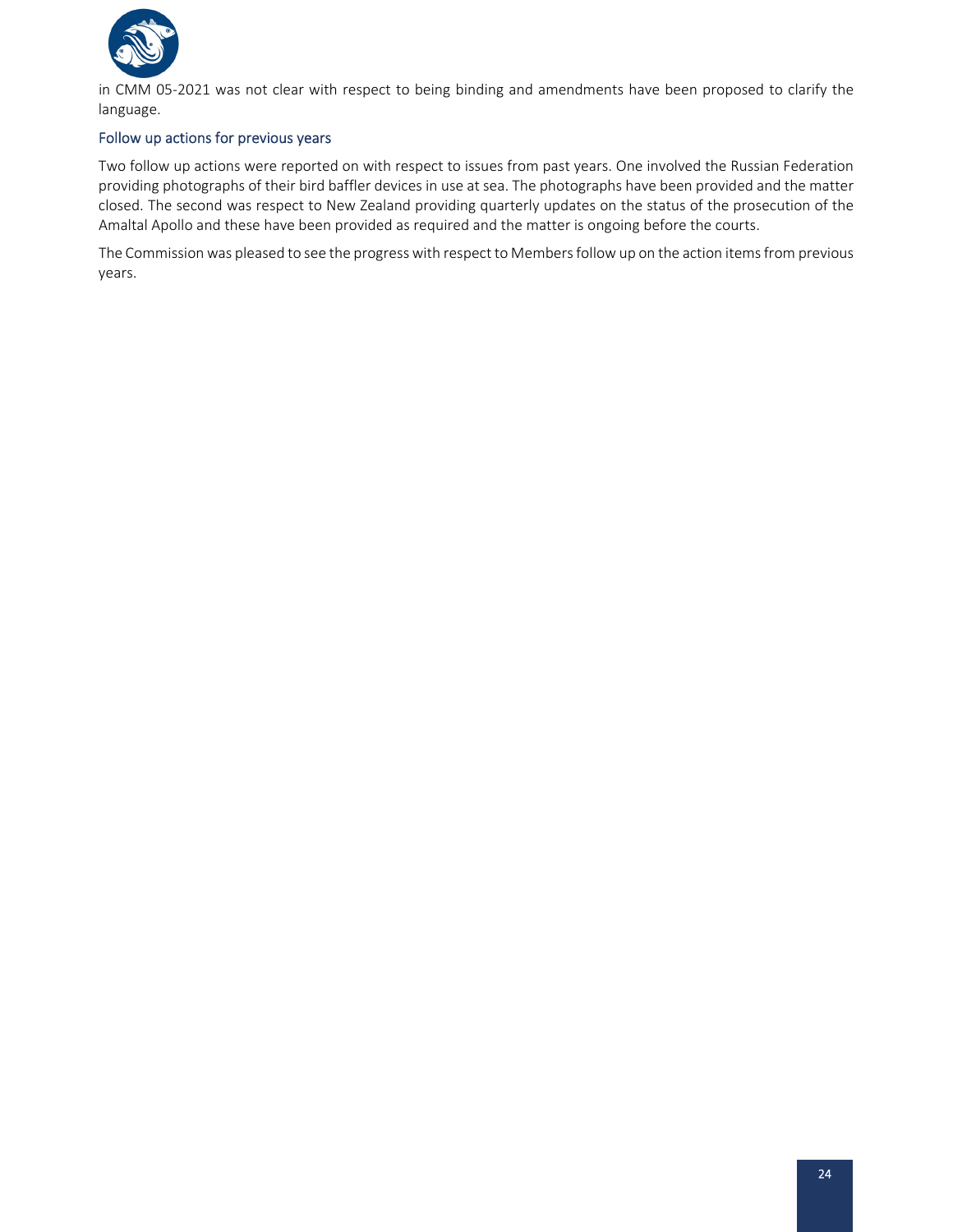in CMM 05-2021 was not clear with respect to being binding and amendments have been proposed to clarify the language.

### Follow up actions for previous years

Two follow up actions were reported on with respect to issues from past years. One involved the Russian Federation providing photographs of their bird baffler devices in use at sea. The photographs have been provided and the matter closed. The second was respect to New Zealand providing quarterly updates on the status of the prosecution of the Amaltal Apollo and these have been provided as required and the matter is ongoing before the courts.

The Commission was pleased to see the progress with respect to Members follow up on the action items from previous years.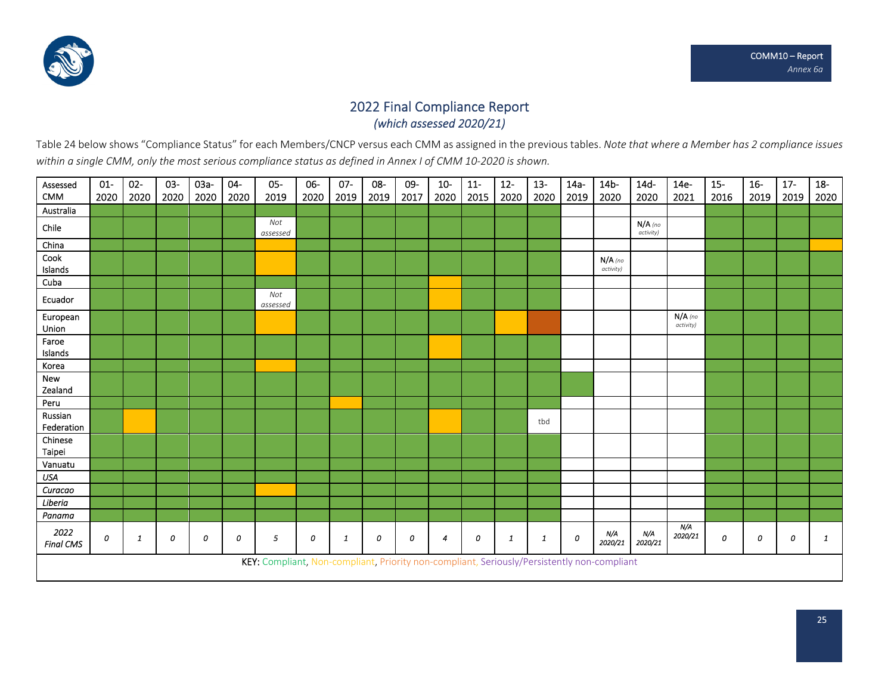# 2022 Final Compliance Report

*(which assessed 2020/21)*

Table 24 below shows "Compliance Status" for each Members/CNCP versus each CMM as assigned in the previous tables. *Note that where a Member has 2 compliance issues within a single CMM, only the most serious compliance status as defined in Annex I of CMM 10-2020 is shown.*

| Assessed CMM | 01-2020 | 02-2020 | 03-2020 | 03a-2020 | 04-2020 | 05-2019 | 06-2020 | 07-2019 | 08-2019 | 09-2017 | 10-2020 | 11-2015 | 12-2020 | 13-2020 | 14a-2019 | 14b-2020 | 14d-2020 | 14e-2021 | 15-2016 | 16-2019 | 17-2019 | 18-2020 |
|---|---|---|---|---|---|---|---|---|---|---|---|---|---|---|---|---|---|---|---|---|---|---|
| Australia | Compliant | Compliant | Compliant | Compliant | Compliant | Compliant | Compliant | Compliant | Compliant | Compliant | Compliant | Compliant | Compliant | Compliant | | | | | Compliant | Compliant | Compliant | Compliant |
| Chile | Compliant | Compliant | Compliant | Compliant | Compliant | *Not assessed* | Compliant | Compliant | Compliant | Compliant | Compliant | Compliant | Compliant | Compliant | | | N/A *(no activity)* | | Compliant | Compliant | Compliant | Compliant |
| China | Compliant | Compliant | Compliant | Compliant | Compliant | Non-compliant | Compliant | Compliant | Compliant | Compliant | Compliant | Compliant | Compliant | Compliant | | | | | Compliant | Compliant | Compliant | Non-compliant |
| Cook Islands | Compliant | Compliant | Compliant | Compliant | Compliant | Non-compliant | Compliant | Compliant | Compliant | Compliant | Compliant | Compliant | Compliant | Compliant | | N/A *(no activity)* | | | Compliant | Compliant | Compliant | Compliant |
| Cuba | Compliant | Compliant | Compliant | Compliant | Compliant | Compliant | Compliant | Compliant | Compliant | Compliant | Non-compliant | Compliant | Compliant | Compliant | | | | | Compliant | Compliant | Compliant | Compliant |
| Ecuador | Compliant | Compliant | Compliant | Compliant | Compliant | *Not assessed* | Compliant | Compliant | Compliant | Compliant | Non-compliant | Compliant | Compliant | Compliant | | | | | Compliant | Compliant | Compliant | Compliant |
| European Union | Compliant | Compliant | Compliant | Compliant | Compliant | Non-compliant | Compliant | Compliant | Compliant | Compliant | Compliant | Compliant | Non-compliant | Priority non-compliant | | | | N/A *(no activity)* | Compliant | Compliant | Compliant | Compliant |
| Faroe Islands | Compliant | Compliant | Compliant | Compliant | Compliant | Compliant | Compliant | Compliant | Compliant | Compliant | Non-compliant | Compliant | Compliant | Compliant | | | | | Compliant | Compliant | Compliant | Compliant |
| Korea | Compliant | Compliant | Compliant | Compliant | Compliant | Non-compliant | Compliant | Compliant | Compliant | Compliant | Compliant | Compliant | Compliant | Compliant | | | | | Compliant | Compliant | Compliant | Compliant |
| New Zealand | Compliant | Compliant | Compliant | Compliant | Compliant | Compliant | Compliant | Compliant | Compliant | Compliant | Compliant | Compliant | Compliant | Compliant | Compliant | | | | Compliant | Compliant | Compliant | Compliant |
| Peru | Compliant | Compliant | Compliant | Compliant | Compliant | Compliant | Compliant | Non-compliant | Compliant | Compliant | Compliant | Compliant | Compliant | Compliant | | | | | Compliant | Compliant | Compliant | Compliant |
| Russian Federation | Compliant | Non-compliant | Compliant | Compliant | Compliant | Compliant | Compliant | Compliant | Compliant | Compliant | Non-compliant | Compliant | Compliant | tbd | | | | | Compliant | Compliant | Compliant | Compliant |
| Chinese Taipei | Compliant | Compliant | Compliant | Compliant | Compliant | Compliant | Compliant | Compliant | Compliant | Compliant | Compliant | Compliant | Compliant | Compliant | | | | | Compliant | Compliant | Compliant | Compliant |
| Vanuatu | Compliant | Compliant | Compliant | Compliant | Compliant | Compliant | Compliant | Compliant | Compliant | Compliant | Compliant | Compliant | Compliant | Compliant | | | | | Compliant | Compliant | Compliant | Compliant |
| *USA* | Compliant | Compliant | Compliant | Compliant | Compliant | Compliant | Compliant | Compliant | Compliant | Compliant | Compliant | Compliant | Compliant | Compliant | | | | | Compliant | Compliant | Compliant | Compliant |
| *Curacao* | Compliant | Compliant | Compliant | Compliant | Compliant | Non-compliant | Compliant | Compliant | Compliant | Compliant | Compliant | Compliant | Compliant | Compliant | | | | | Compliant | Compliant | Compliant | Compliant |
| *Liberia* | Compliant | Compliant | Compliant | Compliant | Compliant | Compliant | Compliant | Compliant | Compliant | Compliant | Compliant | Compliant | Compliant | Compliant | | | | | Compliant | Compliant | Compliant | Compliant |
| *Panama* | Compliant | Compliant | Compliant | Compliant | Compliant | Compliant | Compliant | Compliant | Compliant | Compliant | Compliant | Compliant | Compliant | Compliant | | | | | Compliant | Compliant | Compliant | Compliant |
| *2022 Final CMS* | *0* | *1* | *0* | *0* | *0* | *5* | *0* | *1* | *0* | *0* | *4* | *0* | *1* | *1* | *0* | *N/A 2020/21* | *N/A 2020/21* | *N/A 2020/21* | *0* | *0* | *0* | *1* |

KEY: Compliant, Non-compliant, Priority non-compliant, Seriously/Persistently non-compliant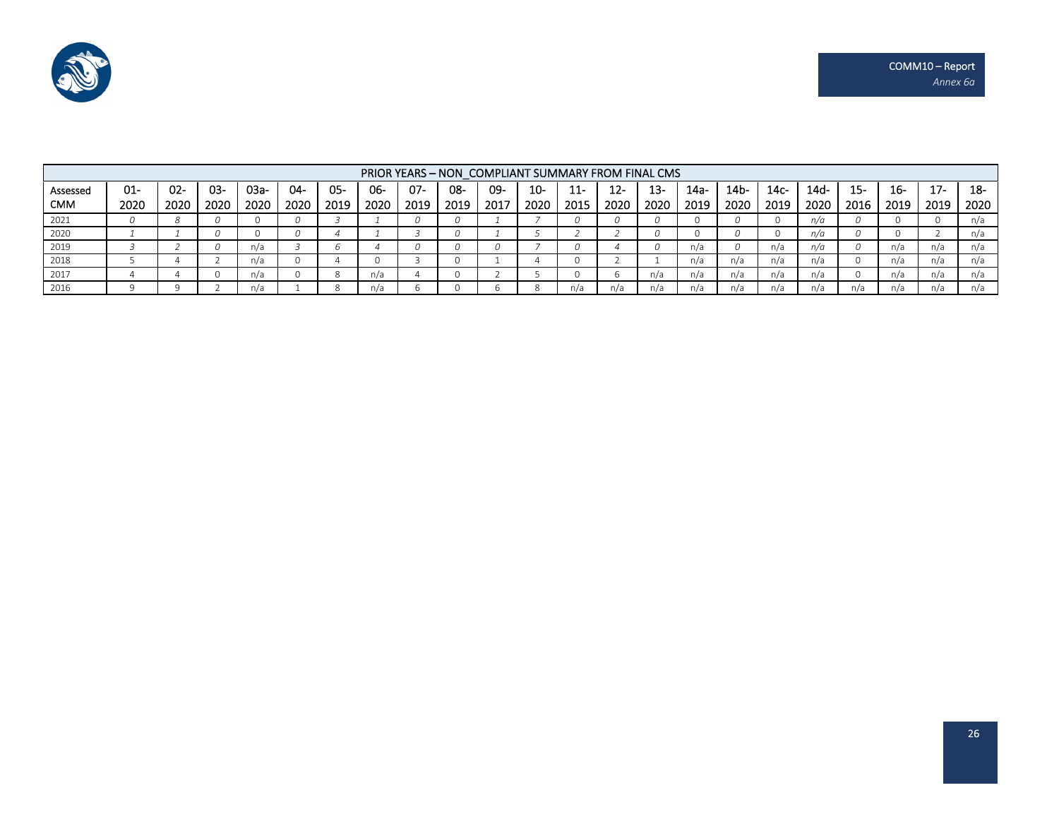| PRIOR YEARS – NON_COMPLIANT SUMMARY FROM FINAL CMS | | | | | | | | | | | | | | | | | | | | | | |
|---|---|---|---|---|---|---|---|---|---|---|---|---|---|---|---|---|---|---|---|---|---|---|
| **Assessed CMM** | **01-2020** | **02-2020** | **03-2020** | **03a-2020** | **04-2020** | **05-2019** | **06-2020** | **07-2019** | **08-2019** | **09-2017** | **10-2020** | **11-2015** | **12-2020** | **13-2020** | **14a-2019** | **14b-2020** | **14c-2019** | **14d-2020** | **15-2016** | **16-2019** | **17-2019** | **18-2020** |
| 2021 | *0* | *8* | *0* | 0 | *0* | *3* | *1* | *0* | *0* | *1* | *7* | *0* | *0* | *0* | 0 | *0* | 0 | *n/a* | *0* | 0 | 0 | n/a |
| 2020 | *1* | *1* | *0* | 0 | *0* | *4* | *1* | *3* | *0* | *1* | *5* | *2* | *2* | *0* | 0 | *0* | 0 | *n/a* | *0* | 0 | 2 | n/a |
| 2019 | *3* | *2* | *0* | n/a | *3* | *6* | *4* | *0* | *0* | *0* | *7* | *0* | *4* | *0* | n/a | *0* | n/a | *n/a* | *0* | n/a | n/a | n/a |
| 2018 | 5 | 4 | 2 | n/a | 0 | 4 | 0 | 3 | 0 | 1 | 4 | 0 | 2 | 1 | n/a | n/a | n/a | n/a | 0 | n/a | n/a | n/a |
| 2017 | 4 | 4 | 0 | n/a | 0 | 8 | n/a | 4 | 0 | 2 | 5 | 0 | 6 | n/a | n/a | n/a | n/a | n/a | 0 | n/a | n/a | n/a |
| 2016 | 9 | 9 | 2 | n/a | 1 | 8 | n/a | 6 | 0 | 6 | 8 | n/a | n/a | n/a | n/a | n/a | n/a | n/a | n/a | n/a | n/a | n/a |